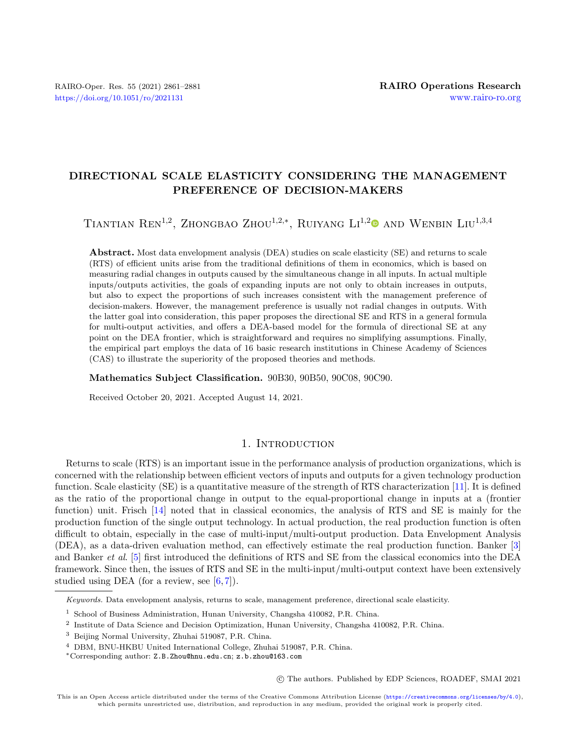# DIRECTIONAL SCALE ELASTICITY CONSIDERING THE MANAGEMENT PREFERENCE OF DECISION-MAKERS

Tiantian Ren[1,2], Zhongbao Zhou[1,2,*], Ruiyang Li[1,2] and Wenbin Liu[1,3,4]

**Abstract.** Most data envelopment analysis (DEA) studies on scale elasticity (SE) and returns to scale (RTS) of efficient units arise from the traditional definitions of them in economics, which is based on measuring radial changes in outputs caused by the simultaneous change in all inputs. In actual multiple inputs/outputs activities, the goals of expanding inputs are not only to obtain increases in outputs, but also to expect the proportions of such increases consistent with the management preference of decision-makers. However, the management preference is usually not radial changes in outputs. With the latter goal into consideration, this paper proposes the directional SE and RTS in a general formula for multi-output activities, and offers a DEA-based model for the formula of directional SE at any point on the DEA frontier, which is straightforward and requires no simplifying assumptions. Finally, the empirical part employs the data of 16 basic research institutions in Chinese Academy of Sciences (CAS) to illustrate the superiority of the proposed theories and methods.

**Mathematics Subject Classification.** 90B30, 90B50, 90C08, 90C90.

Received October 20, 2021. Accepted August 14, 2021.

## 1. Introduction

Returns to scale (RTS) is an important issue in the performance analysis of production organizations, which is concerned with the relationship between efficient vectors of inputs and outputs for a given technology production function. Scale elasticity (SE) is a quantitative measure of the strength of RTS characterization [11]. It is defined as the ratio of the proportional change in output to the equal-proportional change in inputs at a (frontier function) unit. Frisch [14] noted that in classical economics, the analysis of RTS and SE is mainly for the production function of the single output technology. In actual production, the real production function is often difficult to obtain, especially in the case of multi-input/multi-output production. Data Envelopment Analysis (DEA), as a data-driven evaluation method, can effectively estimate the real production function. Banker [3] and Banker *et al*. [5] first introduced the definitions of RTS and SE from the classical economics into the DEA framework. Since then, the issues of RTS and SE in the multi-input/multi-output context have been extensively studied using DEA (for a review, see [6,7]).

*Keywords.* Data envelopment analysis, returns to scale, management preference, directional scale elasticity.

[1] School of Business Administration, Hunan University, Changsha 410082, P.R. China.

[2] Institute of Data Science and Decision Optimization, Hunan University, Changsha 410082, P.R. China.

[3] Beijing Normal University, Zhuhai 519087, P.R. China.

[4] DBM, BNU-HKBU United International College, Zhuhai 519087, P.R. China.

[*] Corresponding author: Z.B.Zhou@hnu.edu.cn; z.b.zhou@163.com

© The authors. Published by EDP Sciences, ROADEF, SMAI 2021

This is an Open Access article distributed under the terms of the Creative Commons Attribution License (https://creativecommons.org/licenses/by/4.0), which permits unrestricted use, distribution, and reproduction in any medium, provided the original work is properly cited.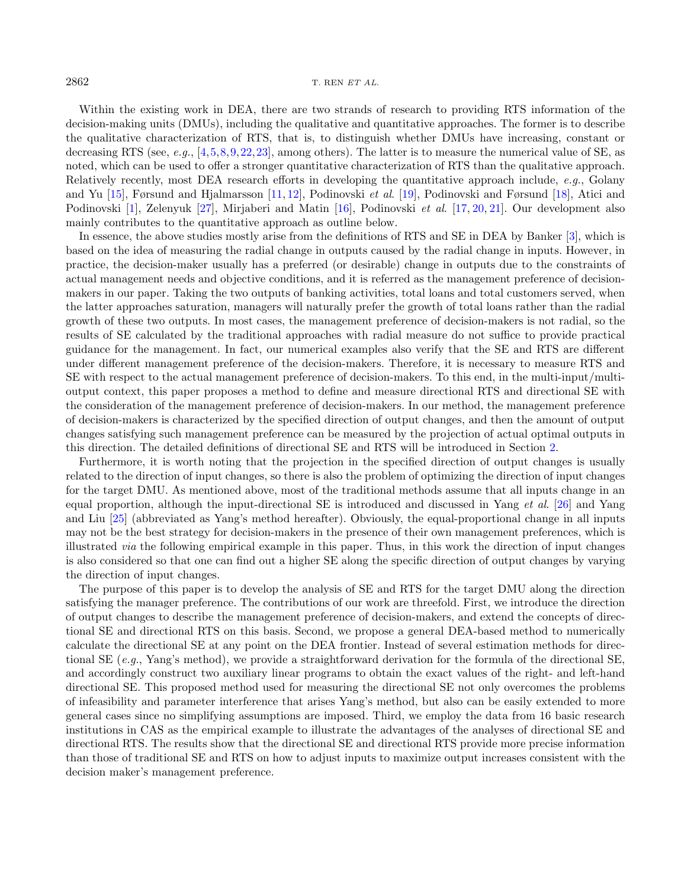Within the existing work in DEA, there are two strands of research to providing RTS information of the decision-making units (DMUs), including the qualitative and quantitative approaches. The former is to describe the qualitative characterization of RTS, that is, to distinguish whether DMUs have increasing, constant or decreasing RTS (see, *e.g.*, [4,5,8,9,22,23], among others). The latter is to measure the numerical value of SE, as noted, which can be used to offer a stronger quantitative characterization of RTS than the qualitative approach. Relatively recently, most DEA research efforts in developing the quantitative approach include, *e.g.*, Golany and Yu [15], Førsund and Hjalmarsson [11,12], Podinovski *et al.* [19], Podinovski and Førsund [18], Atici and Podinovski [1], Zelenyuk [27], Mirjaberi and Matin [16], Podinovski *et al.* [17,20,21]. Our development also mainly contributes to the quantitative approach as outline below.

In essence, the above studies mostly arise from the definitions of RTS and SE in DEA by Banker [3], which is based on the idea of measuring the radial change in outputs caused by the radial change in inputs. However, in practice, the decision-maker usually has a preferred (or desirable) change in outputs due to the constraints of actual management needs and objective conditions, and it is referred as the management preference of decision-makers in our paper. Taking the two outputs of banking activities, total loans and total customers served, when the latter approaches saturation, managers will naturally prefer the growth of total loans rather than the radial growth of these two outputs. In most cases, the management preference of decision-makers is not radial, so the results of SE calculated by the traditional approaches with radial measure do not suffice to provide practical guidance for the management. In fact, our numerical examples also verify that the SE and RTS are different under different management preference of the decision-makers. Therefore, it is necessary to measure RTS and SE with respect to the actual management preference of decision-makers. To this end, in the multi-input/multi-output context, this paper proposes a method to define and measure directional RTS and directional SE with the consideration of the management preference of decision-makers. In our method, the management preference of decision-makers is characterized by the specified direction of output changes, and then the amount of output changes satisfying such management preference can be measured by the projection of actual optimal outputs in this direction. The detailed definitions of directional SE and RTS will be introduced in Section 2.

Furthermore, it is worth noting that the projection in the specified direction of output changes is usually related to the direction of input changes, so there is also the problem of optimizing the direction of input changes for the target DMU. As mentioned above, most of the traditional methods assume that all inputs change in an equal proportion, although the input-directional SE is introduced and discussed in Yang *et al.* [26] and Yang and Liu [25] (abbreviated as Yang's method hereafter). Obviously, the equal-proportional change in all inputs may not be the best strategy for decision-makers in the presence of their own management preferences, which is illustrated *via* the following empirical example in this paper. Thus, in this work the direction of input changes is also considered so that one can find out a higher SE along the specific direction of output changes by varying the direction of input changes.

The purpose of this paper is to develop the analysis of SE and RTS for the target DMU along the direction satisfying the manager preference. The contributions of our work are threefold. First, we introduce the direction of output changes to describe the management preference of decision-makers, and extend the concepts of directional SE and directional RTS on this basis. Second, we propose a general DEA-based method to numerically calculate the directional SE at any point on the DEA frontier. Instead of several estimation methods for directional SE (*e.g.*, Yang's method), we provide a straightforward derivation for the formula of the directional SE, and accordingly construct two auxiliary linear programs to obtain the exact values of the right- and left-hand directional SE. This proposed method used for measuring the directional SE not only overcomes the problems of infeasibility and parameter interference that arises Yang's method, but also can be easily extended to more general cases since no simplifying assumptions are imposed. Third, we employ the data from 16 basic research institutions in CAS as the empirical example to illustrate the advantages of the analyses of directional SE and directional RTS. The results show that the directional SE and directional RTS provide more precise information than those of traditional SE and RTS on how to adjust inputs to maximize output increases consistent with the decision maker's management preference.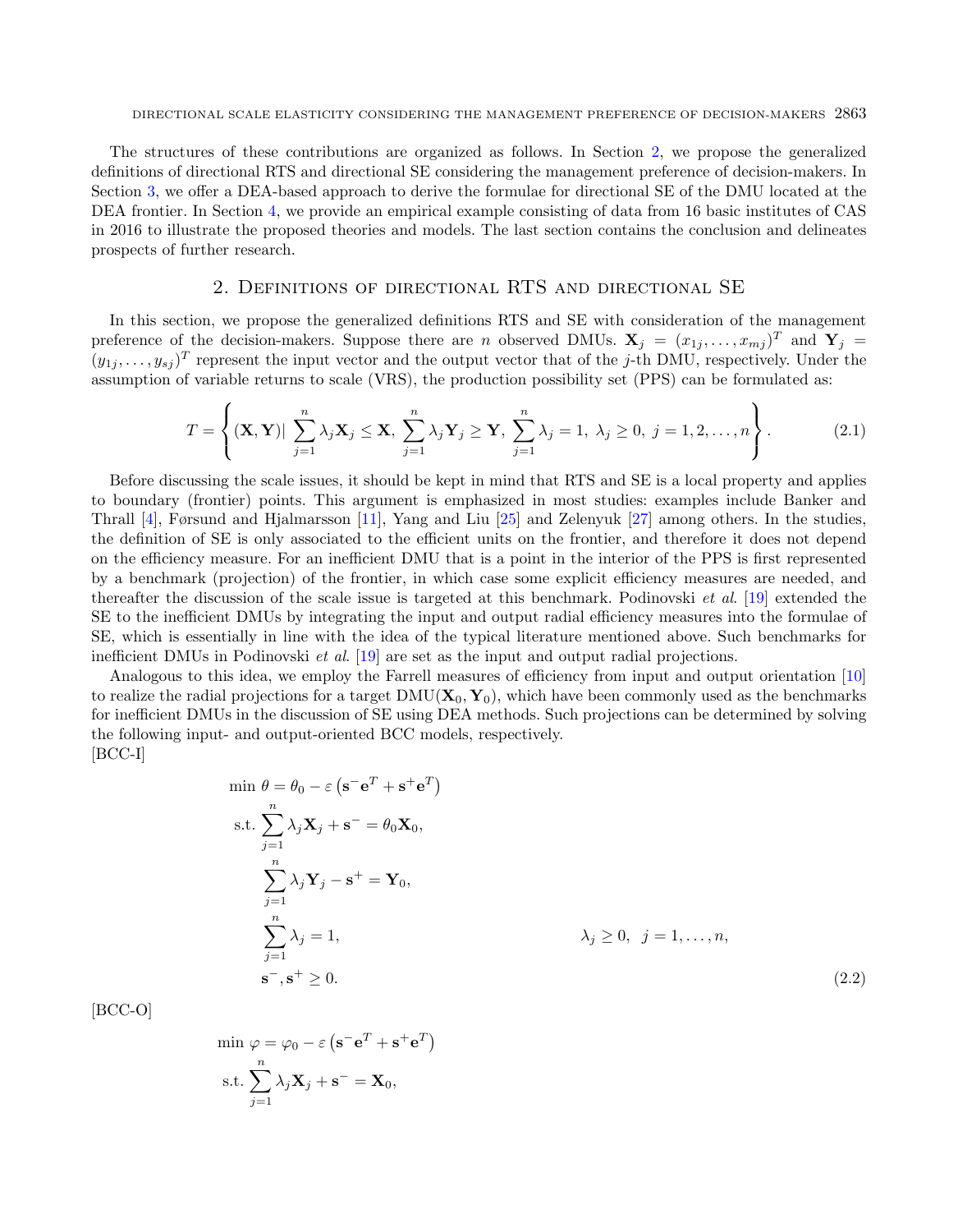The structures of these contributions are organized as follows. In Section 2, we propose the generalized definitions of directional RTS and directional SE considering the management preference of decision-makers. In Section 3, we offer a DEA-based approach to derive the formulae for directional SE of the DMU located at the DEA frontier. In Section 4, we provide an empirical example consisting of data from 16 basic institutes of CAS in 2016 to illustrate the proposed theories and models. The last section contains the conclusion and delineates prospects of further research.

## 2. Definitions of directional RTS and directional SE

In this section, we propose the generalized definitions RTS and SE with consideration of the management preference of the decision-makers. Suppose there are $n$ observed DMUs. $\mathbf{X}_j = (x_{1j}, \ldots, x_{mj})^T$ and $\mathbf{Y}_j = (y_{1j}, \ldots, y_{sj})^T$ represent the input vector and the output vector that of the $j$-th DMU, respectively. Under the assumption of variable returns to scale (VRS), the production possibility set (PPS) can be formulated as:

$$T = \left\{ (\mathbf{X}, \mathbf{Y}) | \sum_{j=1}^{n} \lambda_j \mathbf{X}_j \leq \mathbf{X},\ \sum_{j=1}^{n} \lambda_j \mathbf{Y}_j \geq \mathbf{Y},\ \sum_{j=1}^{n} \lambda_j = 1,\ \lambda_j \geq 0,\ j = 1, 2, \ldots, n \right\}. \tag{2.1}$$

Before discussing the scale issues, it should be kept in mind that RTS and SE is a local property and applies to boundary (frontier) points. This argument is emphasized in most studies: examples include Banker and Thrall [4], Førsund and Hjalmarsson [11], Yang and Liu [25] and Zelenyuk [27] among others. In the studies, the definition of SE is only associated to the efficient units on the frontier, and therefore it does not depend on the efficiency measure. For an inefficient DMU that is a point in the interior of the PPS is first represented by a benchmark (projection) of the frontier, in which case some explicit efficiency measures are needed, and thereafter the discussion of the scale issue is targeted at this benchmark. Podinovski *et al.* [19] extended the SE to the inefficient DMUs by integrating the input and output radial efficiency measures into the formulae of SE, which is essentially in line with the idea of the typical literature mentioned above. Such benchmarks for inefficient DMUs in Podinovski *et al.* [19] are set as the input and output radial projections.

Analogous to this idea, we employ the Farrell measures of efficiency from input and output orientation [10] to realize the radial projections for a target DMU$(\mathbf{X}_0, \mathbf{Y}_0)$, which have been commonly used as the benchmarks for inefficient DMUs in the discussion of SE using DEA methods. Such projections can be determined by solving the following input- and output-oriented BCC models, respectively.

[BCC-I]

$$\begin{aligned}
\min\ \theta = \theta_0 - \varepsilon \left( \mathbf{s}^- \mathbf{e}^T + \mathbf{s}^+ \mathbf{e}^T \right) \\
\text{s.t.} \sum_{j=1}^{n} \lambda_j \mathbf{X}_j + \mathbf{s}^- = \theta_0 \mathbf{X}_0, \\
\sum_{j=1}^{n} \lambda_j \mathbf{Y}_j - \mathbf{s}^+ = \mathbf{Y}_0, \\
\sum_{j=1}^{n} \lambda_j = 1, \qquad\qquad \lambda_j \geq 0,\ \ j = 1, \ldots, n, \\
\mathbf{s}^-, \mathbf{s}^+ \geq 0.
\end{aligned} \tag{2.2}$$

[BCC-O]

$$\begin{aligned}
\min\ \varphi = \varphi_0 - \varepsilon \left( \mathbf{s}^- \mathbf{e}^T + \mathbf{s}^+ \mathbf{e}^T \right) \\
\text{s.t.} \sum_{j=1}^{n} \lambda_j \mathbf{X}_j + \mathbf{s}^- = \mathbf{X}_0,
\end{aligned}$$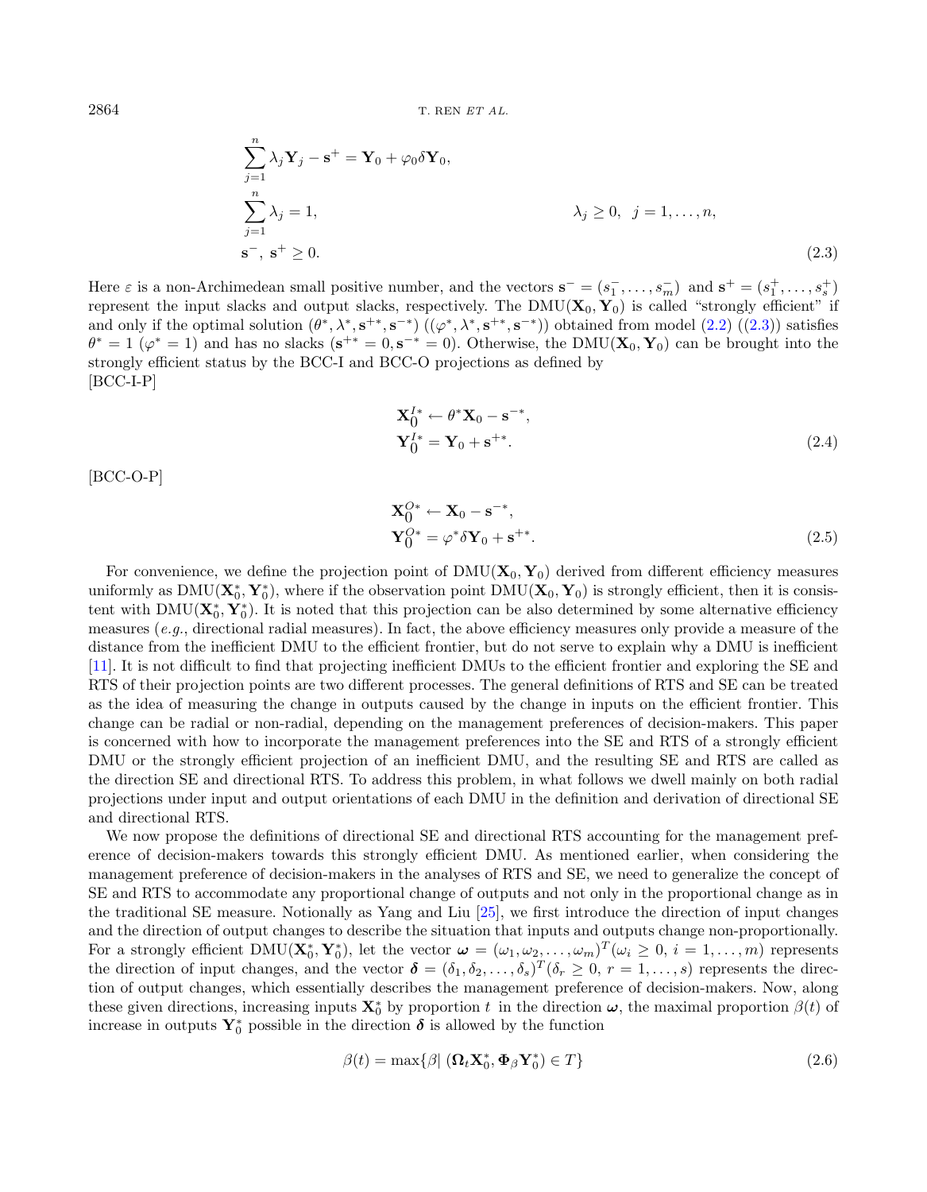$$
\begin{aligned}
&\sum_{j=1}^{n} \lambda_j \mathbf{Y}_j - \mathbf{s}^+ = \mathbf{Y}_0 + \varphi_0 \delta \mathbf{Y}_0, \\
&\sum_{j=1}^{n} \lambda_j = 1, \qquad\qquad\qquad\qquad \lambda_j \geq 0, \;\; j = 1, \ldots, n, \\
&\mathbf{s}^-, \; \mathbf{s}^+ \geq 0.
\end{aligned}
\tag{2.3}
$$

Here $\varepsilon$ is a non-Archimedean small positive number, and the vectors $\mathbf{s}^- = (s_1^-, \ldots, s_m^-)$ and $\mathbf{s}^+ = (s_1^+, \ldots, s_s^+)$ represent the input slacks and output slacks, respectively. The DMU$(\mathbf{X}_0, \mathbf{Y}_0)$ is called "strongly efficient" if and only if the optimal solution $(\theta^*, \lambda^*, \mathbf{s}^{+*}, \mathbf{s}^{-*})$ $((\varphi^*, \lambda^*, \mathbf{s}^{+*}, \mathbf{s}^{-*}))$ obtained from model (2.2) ((2.3)) satisfies $\theta^* = 1$ $(\varphi^* = 1)$ and has no slacks $(\mathbf{s}^{+*} = 0, \mathbf{s}^{-*} = 0)$. Otherwise, the DMU$(\mathbf{X}_0, \mathbf{Y}_0)$ can be brought into the strongly efficient status by the BCC-I and BCC-O projections as defined by
[BCC-I-P]

$$
\begin{aligned}
\mathbf{X}_0^{I*} &\leftarrow \theta^* \mathbf{X}_0 - \mathbf{s}^{-*}, \\
\mathbf{Y}_0^{I*} &= \mathbf{Y}_0 + \mathbf{s}^{+*}.
\end{aligned}
\tag{2.4}
$$

[BCC-O-P]

$$
\begin{aligned}
\mathbf{X}_0^{O*} &\leftarrow \mathbf{X}_0 - \mathbf{s}^{-*}, \\
\mathbf{Y}_0^{O*} &= \varphi^* \delta \mathbf{Y}_0 + \mathbf{s}^{+*}.
\end{aligned}
\tag{2.5}
$$

For convenience, we define the projection point of DMU$(\mathbf{X}_0, \mathbf{Y}_0)$ derived from different efficiency measures uniformly as DMU$(\mathbf{X}_0^*, \mathbf{Y}_0^*)$, where if the observation point DMU$(\mathbf{X}_0, \mathbf{Y}_0)$ is strongly efficient, then it is consistent with DMU$(\mathbf{X}_0^*, \mathbf{Y}_0^*)$. It is noted that this projection can be also determined by some alternative efficiency measures (*e.g.*, directional radial measures). In fact, the above efficiency measures only provide a measure of the distance from the inefficient DMU to the efficient frontier, but do not serve to explain why a DMU is inefficient [11]. It is not difficult to find that projecting inefficient DMUs to the efficient frontier and exploring the SE and RTS of their projection points are two different processes. The general definitions of RTS and SE can be treated as the idea of measuring the change in outputs caused by the change in inputs on the efficient frontier. This change can be radial or non-radial, depending on the management preferences of decision-makers. This paper is concerned with how to incorporate the management preferences into the SE and RTS of a strongly efficient DMU or the strongly efficient projection of an inefficient DMU, and the resulting SE and RTS are called as the direction SE and directional RTS. To address this problem, in what follows we dwell mainly on both radial projections under input and output orientations of each DMU in the definition and derivation of directional SE and directional RTS.

We now propose the definitions of directional SE and directional RTS accounting for the management preference of decision-makers towards this strongly efficient DMU. As mentioned earlier, when considering the management preference of decision-makers in the analyses of RTS and SE, we need to generalize the concept of SE and RTS to accommodate any proportional change of outputs and not only in the proportional change as in the traditional SE measure. Notionally as Yang and Liu [25], we first introduce the direction of input changes and the direction of output changes to describe the situation that inputs and outputs change non-proportionally. For a strongly efficient DMU$(\mathbf{X}_0^*, \mathbf{Y}_0^*)$, let the vector $\boldsymbol{\omega} = (\omega_1, \omega_2, \ldots, \omega_m)^T (\omega_i \geq 0, \; i = 1, \ldots, m)$ represents the direction of input changes, and the vector $\boldsymbol{\delta} = (\delta_1, \delta_2, \ldots, \delta_s)^T (\delta_r \geq 0, \; r = 1, \ldots, s)$ represents the direction of output changes, which essentially describes the management preference of decision-makers. Now, along these given directions, increasing inputs $\mathbf{X}_0^*$ by proportion $t$ in the direction $\boldsymbol{\omega}$, the maximal proportion $\beta(t)$ of increase in outputs $\mathbf{Y}_0^*$ possible in the direction $\boldsymbol{\delta}$ is allowed by the function

$$
\beta(t) = \max\{\beta \,|\, (\boldsymbol{\Omega}_t \mathbf{X}_0^*, \boldsymbol{\Phi}_\beta \mathbf{Y}_0^*) \in T\}
\tag{2.6}
$$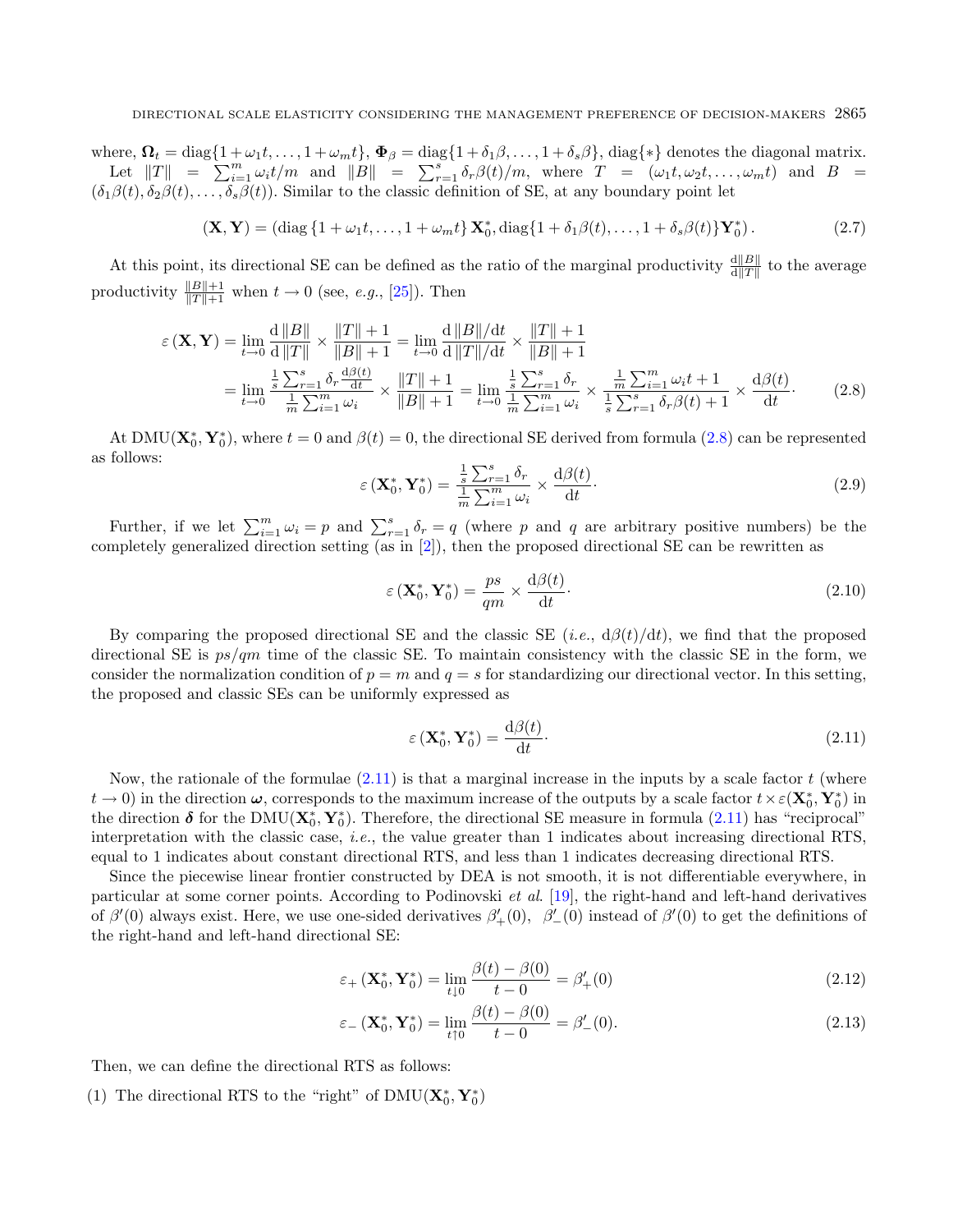where, $\mathbf{\Omega}_t = \text{diag}\{1+\omega_1 t, \ldots, 1+\omega_m t\}$, $\mathbf{\Phi}_\beta = \text{diag}\{1+\delta_1\beta, \ldots, 1+\delta_s\beta\}$, diag$\{*\}$ denotes the diagonal matrix.

Let $\|T\| = \sum_{i=1}^{m} \omega_i t/m$ and $\|B\| = \sum_{r=1}^{s} \delta_r \beta(t)/m$, where $T = (\omega_1 t, \omega_2 t, \ldots, \omega_m t)$ and $B = (\delta_1\beta(t), \delta_2\beta(t), \ldots, \delta_s\beta(t))$. Similar to the classic definition of SE, at any boundary point let

$$(\mathbf{X}, \mathbf{Y}) = \left(\text{diag}\left\{1+\omega_1 t, \ldots, 1+\omega_m t\right\} \mathbf{X}_0^*, \text{diag}\{1+\delta_1\beta(t), \ldots, 1+\delta_s\beta(t)\}\mathbf{Y}_0^*\right). \tag{2.7}$$

At this point, its directional SE can be defined as the ratio of the marginal productivity $\frac{\text{d}\|B\|}{\text{d}\|T\|}$ to the average productivity $\frac{\|B\|+1}{\|T\|+1}$ when $t \to 0$ (see, *e.g.*, [25]). Then

$$\begin{aligned}
\varepsilon(\mathbf{X}, \mathbf{Y}) &= \lim_{t\to 0} \frac{\text{d}\|B\|}{\text{d}\|T\|} \times \frac{\|T\|+1}{\|B\|+1} = \lim_{t\to 0} \frac{\text{d}\|B\|/\text{d}t}{\text{d}\|T\|/\text{d}t} \times \frac{\|T\|+1}{\|B\|+1} \\
&= \lim_{t\to 0} \frac{\frac{1}{s}\sum_{r=1}^{s} \delta_r \frac{\text{d}\beta(t)}{\text{d}t}}{\frac{1}{m}\sum_{i=1}^{m}\omega_i} \times \frac{\|T\|+1}{\|B\|+1} = \lim_{t\to 0} \frac{\frac{1}{s}\sum_{r=1}^{s}\delta_r}{\frac{1}{m}\sum_{i=1}^{m}\omega_i} \times \frac{\frac{1}{m}\sum_{i=1}^{m}\omega_i t + 1}{\frac{1}{s}\sum_{r=1}^{s}\delta_r\beta(t)+1} \times \frac{\text{d}\beta(t)}{\text{d}t}.
\end{aligned} \tag{2.8}$$

At DMU$(\mathbf{X}_0^*, \mathbf{Y}_0^*)$, where $t = 0$ and $\beta(t) = 0$, the directional SE derived from formula (2.8) can be represented as follows:

$$\varepsilon(\mathbf{X}_0^*, \mathbf{Y}_0^*) = \frac{\frac{1}{s}\sum_{r=1}^{s}\delta_r}{\frac{1}{m}\sum_{i=1}^{m}\omega_i} \times \frac{\text{d}\beta(t)}{\text{d}t}. \tag{2.9}$$

Further, if we let $\sum_{i=1}^{m}\omega_i = p$ and $\sum_{r=1}^{s}\delta_r = q$ (where $p$ and $q$ are arbitrary positive numbers) be the completely generalized direction setting (as in [2]), then the proposed directional SE can be rewritten as

$$\varepsilon(\mathbf{X}_0^*, \mathbf{Y}_0^*) = \frac{ps}{qm} \times \frac{\text{d}\beta(t)}{\text{d}t}. \tag{2.10}$$

By comparing the proposed directional SE and the classic SE (*i.e.*, $\text{d}\beta(t)/\text{d}t$), we find that the proposed directional SE is $ps/qm$ time of the classic SE. To maintain consistency with the classic SE in the form, we consider the normalization condition of $p = m$ and $q = s$ for standardizing our directional vector. In this setting, the proposed and classic SEs can be uniformly expressed as

$$\varepsilon(\mathbf{X}_0^*, \mathbf{Y}_0^*) = \frac{\text{d}\beta(t)}{\text{d}t}. \tag{2.11}$$

Now, the rationale of the formulae (2.11) is that a marginal increase in the inputs by a scale factor $t$ (where $t \to 0$) in the direction $\boldsymbol{\omega}$, corresponds to the maximum increase of the outputs by a scale factor $t \times \varepsilon(\mathbf{X}_0^*, \mathbf{Y}_0^*)$ in the direction $\boldsymbol{\delta}$ for the DMU$(\mathbf{X}_0^*, \mathbf{Y}_0^*)$. Therefore, the directional SE measure in formula (2.11) has "reciprocal" interpretation with the classic case, *i.e.*, the value greater than 1 indicates about increasing directional RTS, equal to 1 indicates about constant directional RTS, and less than 1 indicates decreasing directional RTS.

Since the piecewise linear frontier constructed by DEA is not smooth, it is not differentiable everywhere, in particular at some corner points. According to Podinovski *et al.* [19], the right-hand and left-hand derivatives of $\beta'(0)$ always exist. Here, we use one-sided derivatives $\beta'_+(0)$, $\beta'_-(0)$ instead of $\beta'(0)$ to get the definitions of the right-hand and left-hand directional SE:

$$\varepsilon_+(\mathbf{X}_0^*, \mathbf{Y}_0^*) = \lim_{t\downarrow 0} \frac{\beta(t) - \beta(0)}{t - 0} = \beta'_+(0) \tag{2.12}$$

$$\varepsilon_-(\mathbf{X}_0^*, \mathbf{Y}_0^*) = \lim_{t\uparrow 0} \frac{\beta(t) - \beta(0)}{t - 0} = \beta'_-(0). \tag{2.13}$$

Then, we can define the directional RTS as follows:

(1) The directional RTS to the "right" of DMU$(\mathbf{X}_0^*, \mathbf{Y}_0^*)$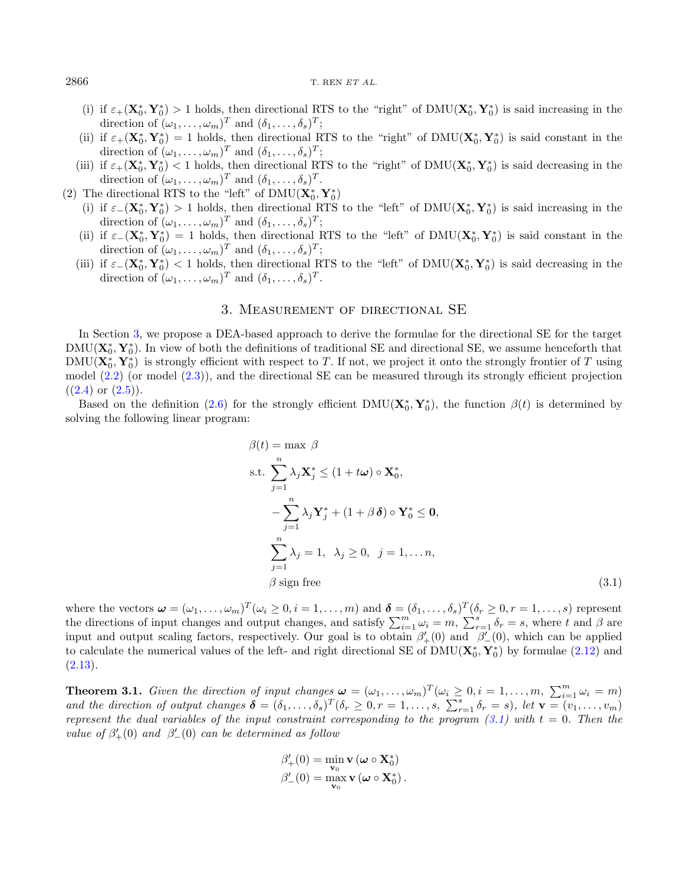(i) if $\varepsilon_+(\mathbf{X}_0^*, \mathbf{Y}_0^*) > 1$ holds, then directional RTS to the "right" of DMU$(\mathbf{X}_0^*, \mathbf{Y}_0^*)$ is said increasing in the direction of $(\omega_1, \ldots, \omega_m)^T$ and $(\delta_1, \ldots, \delta_s)^T$;

(ii) if $\varepsilon_+(\mathbf{X}_0^*, \mathbf{Y}_0^*) = 1$ holds, then directional RTS to the "right" of DMU$(\mathbf{X}_0^*, \mathbf{Y}_0^*)$ is said constant in the direction of $(\omega_1, \ldots, \omega_m)^T$ and $(\delta_1, \ldots, \delta_s)^T$;

(iii) if $\varepsilon_+(\mathbf{X}_0^*, \mathbf{Y}_0^*) < 1$ holds, then directional RTS to the "right" of DMU$(\mathbf{X}_0^*, \mathbf{Y}_0^*)$ is said decreasing in the direction of $(\omega_1, \ldots, \omega_m)^T$ and $(\delta_1, \ldots, \delta_s)^T$.

(2) The directional RTS to the "left" of DMU$(\mathbf{X}_0^*, \mathbf{Y}_0^*)$

(i) if $\varepsilon_-(\mathbf{X}_0^*, \mathbf{Y}_0^*) > 1$ holds, then directional RTS to the "left" of DMU$(\mathbf{X}_0^*, \mathbf{Y}_0^*)$ is said increasing in the direction of $(\omega_1, \ldots, \omega_m)^T$ and $(\delta_1, \ldots, \delta_s)^T$;

(ii) if $\varepsilon_-(\mathbf{X}_0^*, \mathbf{Y}_0^*) = 1$ holds, then directional RTS to the "left" of DMU$(\mathbf{X}_0^*, \mathbf{Y}_0^*)$ is said constant in the direction of $(\omega_1, \ldots, \omega_m)^T$ and $(\delta_1, \ldots, \delta_s)^T$;

(iii) if $\varepsilon_-(\mathbf{X}_0^*, \mathbf{Y}_0^*) < 1$ holds, then directional RTS to the "left" of DMU$(\mathbf{X}_0^*, \mathbf{Y}_0^*)$ is said decreasing in the direction of $(\omega_1, \ldots, \omega_m)^T$ and $(\delta_1, \ldots, \delta_s)^T$.

## 3. Measurement of directional SE

In Section 3, we propose a DEA-based approach to derive the formulae for the directional SE for the target DMU$(\mathbf{X}_0^*, \mathbf{Y}_0^*)$. In view of both the definitions of traditional SE and directional SE, we assume henceforth that DMU$(\mathbf{X}_0^*, \mathbf{Y}_0^*)$ is strongly efficient with respect to $T$. If not, we project it onto the strongly frontier of $T$ using model (2.2) (or model (2.3)), and the directional SE can be measured through its strongly efficient projection ((2.4) or (2.5)).

Based on the definition (2.6) for the strongly efficient DMU$(\mathbf{X}_0^*, \mathbf{Y}_0^*)$, the function $\beta(t)$ is determined by solving the following linear program:

$$
\begin{aligned}
\beta(t) = \max\ & \beta \\
\text{s.t. } & \sum_{j=1}^{n} \lambda_j \mathbf{X}_j^* \leq (1 + t\boldsymbol{\omega}) \circ \mathbf{X}_0^*, \\
& -\sum_{j=1}^{n} \lambda_j \mathbf{Y}_j^* + (1 + \beta\,\boldsymbol{\delta}) \circ \mathbf{Y}_0^* \leq \mathbf{0}, \\
& \sum_{j=1}^{n} \lambda_j = 1, \ \ \lambda_j \geq 0, \ \ j = 1, \ldots n, \\
& \beta \text{ sign free}
\end{aligned}
\tag{3.1}
$$

where the vectors $\boldsymbol{\omega} = (\omega_1, \ldots, \omega_m)^T (\omega_i \geq 0, i = 1, \ldots, m)$ and $\boldsymbol{\delta} = (\delta_1, \ldots, \delta_s)^T (\delta_r \geq 0, r = 1, \ldots, s)$ represent the directions of input changes and output changes, and satisfy $\sum_{i=1}^{m} \omega_i = m$, $\sum_{r=1}^{s} \delta_r = s$, where $t$ and $\beta$ are input and output scaling factors, respectively. Our goal is to obtain $\beta'_+(0)$ and $\beta'_-(0)$, which can be applied to calculate the numerical values of the left- and right directional SE of DMU$(\mathbf{X}_0^*, \mathbf{Y}_0^*)$ by formulae (2.12) and (2.13).

**Theorem 3.1.** *Given the direction of input changes $\boldsymbol{\omega} = (\omega_1, \ldots, \omega_m)^T (\omega_i \geq 0, i = 1, \ldots, m,\ \sum_{i=1}^{m} \omega_i = m)$ and the direction of output changes $\boldsymbol{\delta} = (\delta_1, \ldots, \delta_s)^T (\delta_r \geq 0, r = 1, \ldots, s,\ \sum_{r=1}^{s} \delta_r = s)$, let $\mathbf{v} = (v_1, \ldots, v_m)$ represent the dual variables of the input constraint corresponding to the program (3.1) with $t = 0$. Then the value of $\beta'_+(0)$ and $\beta'_-(0)$ can be determined as follow*

$$
\begin{aligned}
\beta'_+(0) &= \min_{\mathbf{v}_0} \mathbf{v}\left(\boldsymbol{\omega} \circ \mathbf{X}_0^*\right) \\
\beta'_-(0) &= \max_{\mathbf{v}_0} \mathbf{v}\left(\boldsymbol{\omega} \circ \mathbf{X}_0^*\right).
\end{aligned}
$$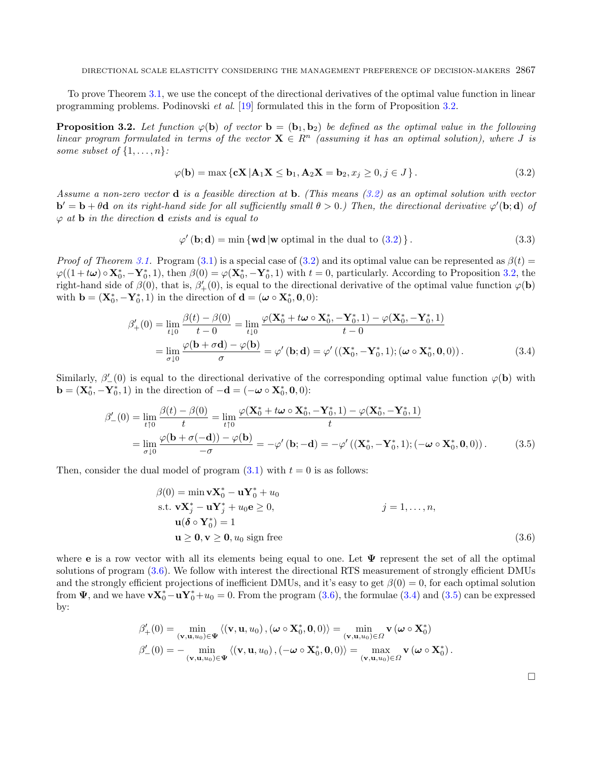To prove Theorem 3.1, we use the concept of the directional derivatives of the optimal value function in linear programming problems. Podinovski *et al.* [19] formulated this in the form of Proposition 3.2.

**Proposition 3.2.** *Let function $\varphi(\mathbf{b})$ of vector $\mathbf{b} = (\mathbf{b}_1, \mathbf{b}_2)$ be defined as the optimal value in the following linear program formulated in terms of the vector $\mathbf{X} \in R^n$ (assuming it has an optimal solution), where $J$ is some subset of $\{1, \ldots, n\}$:*

$$\varphi(\mathbf{b}) = \max\left\{\mathbf{cX} \,|\, \mathbf{A}_1\mathbf{X} \leq \mathbf{b}_1, \mathbf{A}_2\mathbf{X} = \mathbf{b}_2, x_j \geq 0, j \in J\right\}. \tag{3.2}$$

*Assume a non-zero vector $\mathbf{d}$ is a feasible direction at $\mathbf{b}$. (This means (3.2) as an optimal solution with vector $\mathbf{b}' = \mathbf{b} + \theta\mathbf{d}$ on its right-hand side for all sufficiently small $\theta > 0$.) Then, the directional derivative $\varphi'(\mathbf{b}; \mathbf{d})$ of $\varphi$ at $\mathbf{b}$ in the direction $\mathbf{d}$ exists and is equal to*

$$\varphi'(\mathbf{b}; \mathbf{d}) = \min\left\{\mathbf{wd} \,|\, \mathbf{w} \text{ optimal in the dual to } (3.2)\right\}. \tag{3.3}$$

*Proof of Theorem 3.1.* Program (3.1) is a special case of (3.2) and its optimal value can be represented as $\beta(t) = \varphi((1+t\boldsymbol{\omega}) \circ \mathbf{X}_0^*, -\mathbf{Y}_0^*, 1)$, then $\beta(0) = \varphi(\mathbf{X}_0^*, -\mathbf{Y}_0^*, 1)$ with $t = 0$, particularly. According to Proposition 3.2, the right-hand side of $\beta(0)$, that is, $\beta'_+(0)$, is equal to the directional derivative of the optimal value function $\varphi(\mathbf{b})$ with $\mathbf{b} = (\mathbf{X}_0^*, -\mathbf{Y}_0^*, 1)$ in the direction of $\mathbf{d} = (\boldsymbol{\omega} \circ \mathbf{X}_0^*, \mathbf{0}, 0)$:

$$\begin{aligned}
\beta'_+(0) &= \lim_{t\downarrow 0} \frac{\beta(t) - \beta(0)}{t - 0} = \lim_{t\downarrow 0} \frac{\varphi(\mathbf{X}_0^* + t\boldsymbol{\omega} \circ \mathbf{X}_0^*, -\mathbf{Y}_0^*, 1) - \varphi(\mathbf{X}_0^*, -\mathbf{Y}_0^*, 1)}{t - 0} \\
&= \lim_{\sigma\downarrow 0} \frac{\varphi(\mathbf{b} + \sigma\mathbf{d}) - \varphi(\mathbf{b})}{\sigma} = \varphi'(\mathbf{b}; \mathbf{d}) = \varphi'\left((\mathbf{X}_0^*, -\mathbf{Y}_0^*, 1); (\boldsymbol{\omega} \circ \mathbf{X}_0^*, \mathbf{0}, 0)\right).
\end{aligned} \tag{3.4}$$

Similarly, $\beta'_-(0)$ is equal to the directional derivative of the corresponding optimal value function $\varphi(\mathbf{b})$ with $\mathbf{b} = (\mathbf{X}_0^*, -\mathbf{Y}_0^*, 1)$ in the direction of $-\mathbf{d} = (-\boldsymbol{\omega} \circ \mathbf{X}_0^*, \mathbf{0}, 0)$:

$$\begin{aligned}
\beta'_-(0) &= \lim_{t\uparrow 0} \frac{\beta(t) - \beta(0)}{t} = \lim_{t\uparrow 0} \frac{\varphi(\mathbf{X}_0^* + t\boldsymbol{\omega} \circ \mathbf{X}_0^*, -\mathbf{Y}_0^*, 1) - \varphi(\mathbf{X}_0^*, -\mathbf{Y}_0^*, 1)}{t} \\
&= \lim_{\sigma\downarrow 0} \frac{\varphi(\mathbf{b} + \sigma(-\mathbf{d})) - \varphi(\mathbf{b})}{-\sigma} = -\varphi'(\mathbf{b}; -\mathbf{d}) = -\varphi'\left((\mathbf{X}_0^*, -\mathbf{Y}_0^*, 1); (-\boldsymbol{\omega} \circ \mathbf{X}_0^*, \mathbf{0}, 0)\right).
\end{aligned} \tag{3.5}$$

Then, consider the dual model of program (3.1) with $t = 0$ is as follows:

$$\begin{aligned}
\beta(0) = \min\ & \mathbf{v}\mathbf{X}_0^* - \mathbf{u}\mathbf{Y}_0^* + u_0 \\
\text{s.t. } & \mathbf{v}\mathbf{X}_j^* - \mathbf{u}\mathbf{Y}_j^* + u_0\mathbf{e} \geq 0, \qquad j = 1, \ldots, n, \\
& \mathbf{u}(\boldsymbol{\delta} \circ \mathbf{Y}_0^*) = 1 \\
& \mathbf{u} \geq \mathbf{0}, \mathbf{v} \geq \mathbf{0}, u_0 \text{ sign free}
\end{aligned} \tag{3.6}$$

where $\mathbf{e}$ is a row vector with all its elements being equal to one. Let $\boldsymbol{\Psi}$ represent the set of all the optimal solutions of program (3.6). We follow with interest the directional RTS measurement of strongly efficient DMUs and the strongly efficient projections of inefficient DMUs, and it's easy to get $\beta(0) = 0$, for each optimal solution from $\boldsymbol{\Psi}$, and we have $\mathbf{v}\mathbf{X}_0^* - \mathbf{u}\mathbf{Y}_0^* + u_0 = 0$. From the program (3.6), the formulae (3.4) and (3.5) can be expressed by:

$$\begin{aligned}
\beta'_+(0) &= \min_{(\mathbf{v},\mathbf{u},u_0)\in\boldsymbol{\Psi}} \left\langle (\mathbf{v}, \mathbf{u}, u_0), (\boldsymbol{\omega} \circ \mathbf{X}_0^*, \mathbf{0}, 0) \right\rangle = \min_{(\mathbf{v},\mathbf{u},u_0)\in\Omega} \mathbf{v}\left(\boldsymbol{\omega} \circ \mathbf{X}_0^*\right) \\
\beta'_-(0) &= -\min_{(\mathbf{v},\mathbf{u},u_0)\in\boldsymbol{\Psi}} \left\langle (\mathbf{v}, \mathbf{u}, u_0), (-\boldsymbol{\omega} \circ \mathbf{X}_0^*, \mathbf{0}, 0) \right\rangle = \max_{(\mathbf{v},\mathbf{u},u_0)\in\Omega} \mathbf{v}\left(\boldsymbol{\omega} \circ \mathbf{X}_0^*\right).
\end{aligned}$$

□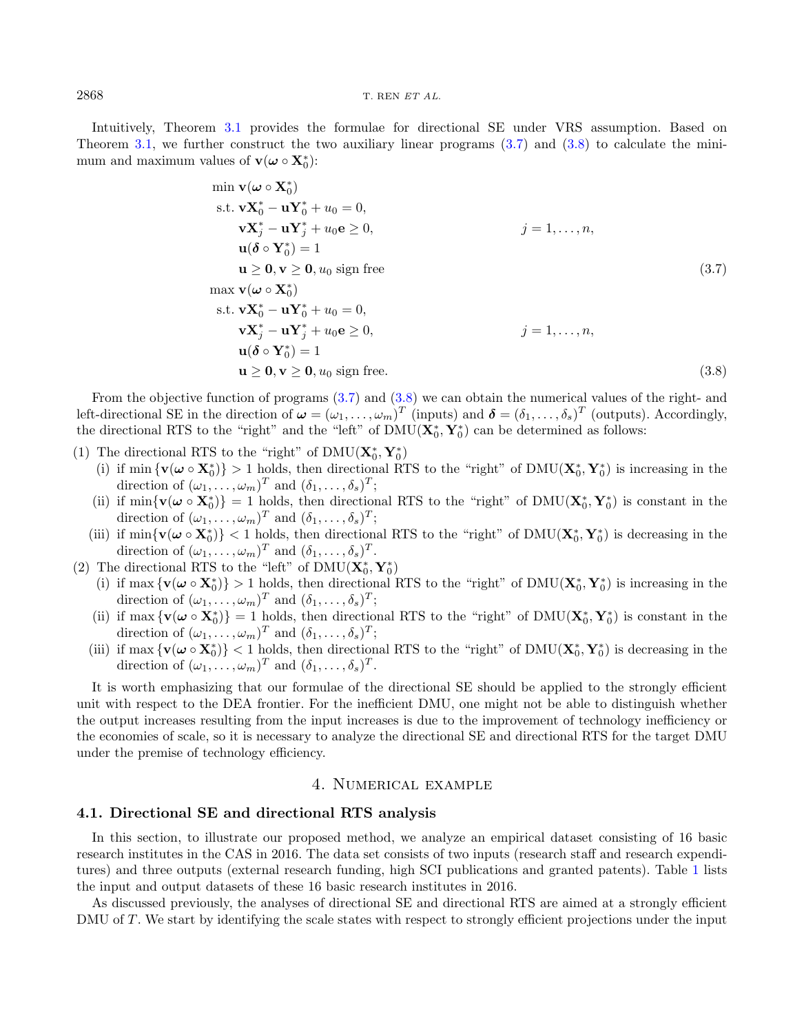Intuitively, Theorem 3.1 provides the formulae for directional SE under VRS assumption. Based on Theorem 3.1, we further construct the two auxiliary linear programs (3.7) and (3.8) to calculate the minimum and maximum values of $\mathbf{v}(\boldsymbol{\omega} \circ \mathbf{X}_0^*)$:

$$
\begin{aligned}
&\min \mathbf{v}(\boldsymbol{\omega} \circ \mathbf{X}_0^*) \\
&\text{ s.t. } \mathbf{v}\mathbf{X}_0^* - \mathbf{u}\mathbf{Y}_0^* + u_0 = 0, \\
&\qquad \mathbf{v}\mathbf{X}_j^* - \mathbf{u}\mathbf{Y}_j^* + u_0\mathbf{e} \geq 0, \qquad j = 1, \ldots, n, \\
&\qquad \mathbf{u}(\boldsymbol{\delta} \circ \mathbf{Y}_0^*) = 1 \\
&\qquad \mathbf{u} \geq \mathbf{0}, \mathbf{v} \geq \mathbf{0}, u_0 \text{ sign free}
\end{aligned}
\tag{3.7}
$$

$$
\begin{aligned}
&\max \mathbf{v}(\boldsymbol{\omega} \circ \mathbf{X}_0^*) \\
&\text{ s.t. } \mathbf{v}\mathbf{X}_0^* - \mathbf{u}\mathbf{Y}_0^* + u_0 = 0, \\
&\qquad \mathbf{v}\mathbf{X}_j^* - \mathbf{u}\mathbf{Y}_j^* + u_0\mathbf{e} \geq 0, \qquad j = 1, \ldots, n, \\
&\qquad \mathbf{u}(\boldsymbol{\delta} \circ \mathbf{Y}_0^*) = 1 \\
&\qquad \mathbf{u} \geq \mathbf{0}, \mathbf{v} \geq \mathbf{0}, u_0 \text{ sign free.}
\end{aligned}
\tag{3.8}
$$

From the objective function of programs (3.7) and (3.8) we can obtain the numerical values of the right- and left-directional SE in the direction of $\boldsymbol{\omega} = (\omega_1, \ldots, \omega_m)^T$ (inputs) and $\boldsymbol{\delta} = (\delta_1, \ldots, \delta_s)^T$ (outputs). Accordingly, the directional RTS to the "right" and the "left" of $\text{DMU}(\mathbf{X}_0^*, \mathbf{Y}_0^*)$ can be determined as follows:

(1) The directional RTS to the "right" of $\text{DMU}(\mathbf{X}_0^*, \mathbf{Y}_0^*)$
  - (i) if $\min\{\mathbf{v}(\boldsymbol{\omega} \circ \mathbf{X}_0^*)\} > 1$ holds, then directional RTS to the "right" of $\text{DMU}(\mathbf{X}_0^*, \mathbf{Y}_0^*)$ is increasing in the direction of $(\omega_1, \ldots, \omega_m)^T$ and $(\delta_1, \ldots, \delta_s)^T$;
  - (ii) if $\min\{\mathbf{v}(\boldsymbol{\omega} \circ \mathbf{X}_0^*)\} = 1$ holds, then directional RTS to the "right" of $\text{DMU}(\mathbf{X}_0^*, \mathbf{Y}_0^*)$ is constant in the direction of $(\omega_1, \ldots, \omega_m)^T$ and $(\delta_1, \ldots, \delta_s)^T$;
  - (iii) if $\min\{\mathbf{v}(\boldsymbol{\omega} \circ \mathbf{X}_0^*)\} < 1$ holds, then directional RTS to the "right" of $\text{DMU}(\mathbf{X}_0^*, \mathbf{Y}_0^*)$ is decreasing in the direction of $(\omega_1, \ldots, \omega_m)^T$ and $(\delta_1, \ldots, \delta_s)^T$.

(2) The directional RTS to the "left" of $\text{DMU}(\mathbf{X}_0^*, \mathbf{Y}_0^*)$
  - (i) if $\max\{\mathbf{v}(\boldsymbol{\omega} \circ \mathbf{X}_0^*)\} > 1$ holds, then directional RTS to the "right" of $\text{DMU}(\mathbf{X}_0^*, \mathbf{Y}_0^*)$ is increasing in the direction of $(\omega_1, \ldots, \omega_m)^T$ and $(\delta_1, \ldots, \delta_s)^T$;
  - (ii) if $\max\{\mathbf{v}(\boldsymbol{\omega} \circ \mathbf{X}_0^*)\} = 1$ holds, then directional RTS to the "right" of $\text{DMU}(\mathbf{X}_0^*, \mathbf{Y}_0^*)$ is constant in the direction of $(\omega_1, \ldots, \omega_m)^T$ and $(\delta_1, \ldots, \delta_s)^T$;
  - (iii) if $\max\{\mathbf{v}(\boldsymbol{\omega} \circ \mathbf{X}_0^*)\} < 1$ holds, then directional RTS to the "right" of $\text{DMU}(\mathbf{X}_0^*, \mathbf{Y}_0^*)$ is decreasing in the direction of $(\omega_1, \ldots, \omega_m)^T$ and $(\delta_1, \ldots, \delta_s)^T$.

It is worth emphasizing that our formulae of the directional SE should be applied to the strongly efficient unit with respect to the DEA frontier. For the inefficient DMU, one might not be able to distinguish whether the output increases resulting from the input increases is due to the improvement of technology inefficiency or the economies of scale, so it is necessary to analyze the directional SE and directional RTS for the target DMU under the premise of technology efficiency.

## 4. Numerical example

### 4.1. Directional SE and directional RTS analysis

In this section, to illustrate our proposed method, we analyze an empirical dataset consisting of 16 basic research institutes in the CAS in 2016. The data set consists of two inputs (research staff and research expenditures) and three outputs (external research funding, high SCI publications and granted patents). Table 1 lists the input and output datasets of these 16 basic research institutes in 2016.

As discussed previously, the analyses of directional SE and directional RTS are aimed at a strongly efficient DMU of $T$. We start by identifying the scale states with respect to strongly efficient projections under the input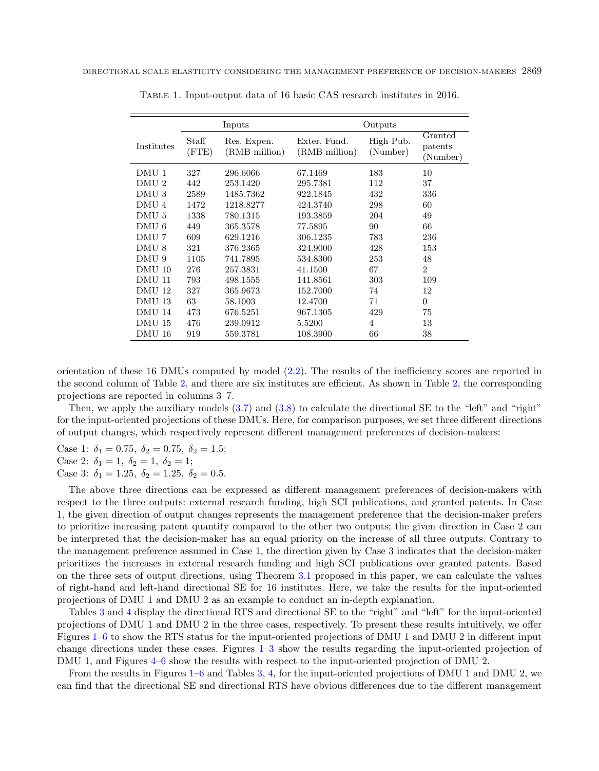Table 1. Input-output data of 16 basic CAS research institutes in 2016.

| Institutes | Inputs | | Outputs | | |
|---|---|---|---|---|---|
| | Staff (FTE) | Res. Expen. (RMB million) | Exter. Fund. (RMB million) | High Pub. (Number) | Granted patents (Number) |
| DMU 1 | 327 | 296.6066 | 67.1469 | 183 | 10 |
| DMU 2 | 442 | 253.1420 | 295.7381 | 112 | 37 |
| DMU 3 | 2589 | 1485.7362 | 922.1845 | 432 | 336 |
| DMU 4 | 1472 | 1218.8277 | 424.3740 | 298 | 60 |
| DMU 5 | 1338 | 780.1315 | 193.3859 | 204 | 49 |
| DMU 6 | 449 | 365.3578 | 77.5895 | 90 | 66 |
| DMU 7 | 609 | 629.1216 | 306.1235 | 783 | 236 |
| DMU 8 | 321 | 376.2365 | 324.9000 | 428 | 153 |
| DMU 9 | 1105 | 741.7895 | 534.8300 | 253 | 48 |
| DMU 10 | 276 | 257.3831 | 41.1500 | 67 | 2 |
| DMU 11 | 793 | 498.1555 | 141.8561 | 303 | 109 |
| DMU 12 | 327 | 365.9673 | 152.7000 | 74 | 12 |
| DMU 13 | 63 | 58.1003 | 12.4700 | 71 | 0 |
| DMU 14 | 473 | 676.5251 | 967.1305 | 429 | 75 |
| DMU 15 | 476 | 239.0912 | 5.5200 | 4 | 13 |
| DMU 16 | 919 | 559.3781 | 108.3900 | 66 | 38 |

orientation of these 16 DMUs computed by model (2.2). The results of the inefficiency scores are reported in the second column of Table 2, and there are six institutes are efficient. As shown in Table 2, the corresponding projections are reported in columns 3–7.

Then, we apply the auxiliary models (3.7) and (3.8) to calculate the directional SE to the "left" and "right" for the input-oriented projections of these DMUs. Here, for comparison purposes, we set three different directions of output changes, which respectively represent different management preferences of decision-makers:

Case 1: $\delta_1 = 0.75,\ \delta_2 = 0.75,\ \delta_2 = 1.5;$
Case 2: $\delta_1 = 1,\ \delta_2 = 1,\ \delta_2 = 1;$
Case 3: $\delta_1 = 1.25,\ \delta_2 = 1.25,\ \delta_2 = 0.5.$

The above three directions can be expressed as different management preferences of decision-makers with respect to the three outputs: external research funding, high SCI publications, and granted patents. In Case 1, the given direction of output changes represents the management preference that the decision-maker prefers to prioritize increasing patent quantity compared to the other two outputs; the given direction in Case 2 can be interpreted that the decision-maker has an equal priority on the increase of all three outputs. Contrary to the management preference assumed in Case 1, the direction given by Case 3 indicates that the decision-maker prioritizes the increases in external research funding and high SCI publications over granted patents. Based on the three sets of output directions, using Theorem 3.1 proposed in this paper, we can calculate the values of right-hand and left-hand directional SE for 16 institutes. Here, we take the results for the input-oriented projections of DMU 1 and DMU 2 as an example to conduct an in-depth explanation.

Tables 3 and 4 display the directional RTS and directional SE to the "right" and "left" for the input-oriented projections of DMU 1 and DMU 2 in the three cases, respectively. To present these results intuitively, we offer Figures 1–6 to show the RTS status for the input-oriented projections of DMU 1 and DMU 2 in different input change directions under these cases. Figures 1–3 show the results regarding the input-oriented projection of DMU 1, and Figures 4–6 show the results with respect to the input-oriented projection of DMU 2.

From the results in Figures 1–6 and Tables 3, 4, for the input-oriented projections of DMU 1 and DMU 2, we can find that the directional SE and directional RTS have obvious differences due to the different management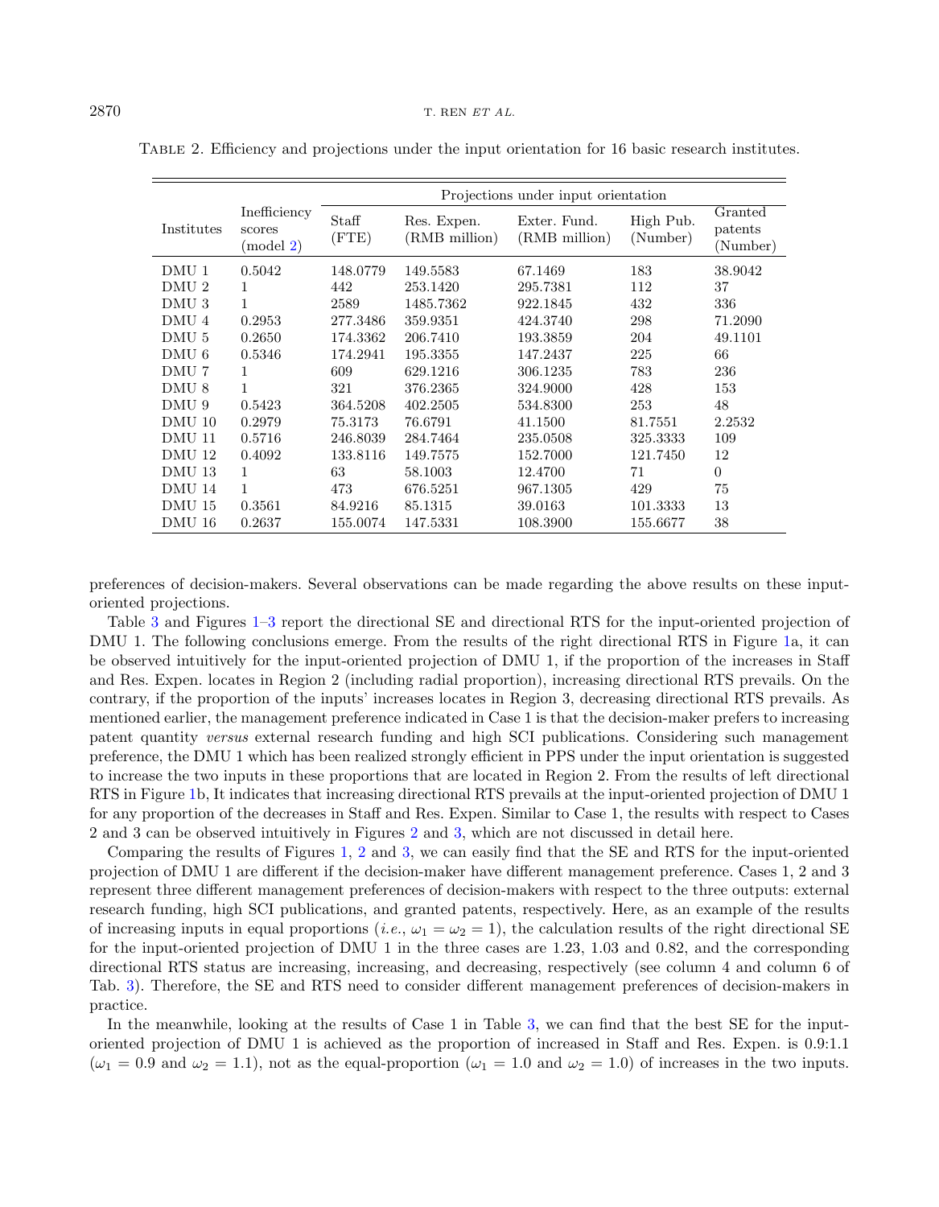Table 2. Efficiency and projections under the input orientation for 16 basic research institutes.

| Institutes | Inefficiency scores (model 2) | Projections under input orientation | | | | |
|---|---|---|---|---|---|---|
| | | Staff (FTE) | Res. Expen. (RMB million) | Exter. Fund. (RMB million) | High Pub. (Number) | Granted patents (Number) |
| DMU 1 | 0.5042 | 148.0779 | 149.5583 | 67.1469 | 183 | 38.9042 |
| DMU 2 | 1 | 442 | 253.1420 | 295.7381 | 112 | 37 |
| DMU 3 | 1 | 2589 | 1485.7362 | 922.1845 | 432 | 336 |
| DMU 4 | 0.2953 | 277.3486 | 359.9351 | 424.3740 | 298 | 71.2090 |
| DMU 5 | 0.2650 | 174.3362 | 206.7410 | 193.3859 | 204 | 49.1101 |
| DMU 6 | 0.5346 | 174.2941 | 195.3355 | 147.2437 | 225 | 66 |
| DMU 7 | 1 | 609 | 629.1216 | 306.1235 | 783 | 236 |
| DMU 8 | 1 | 321 | 376.2365 | 324.9000 | 428 | 153 |
| DMU 9 | 0.5423 | 364.5208 | 402.2505 | 534.8300 | 253 | 48 |
| DMU 10 | 0.2979 | 75.3173 | 76.6791 | 41.1500 | 81.7551 | 2.2532 |
| DMU 11 | 0.5716 | 246.8039 | 284.7464 | 235.0508 | 325.3333 | 109 |
| DMU 12 | 0.4092 | 133.8116 | 149.7575 | 152.7000 | 121.7450 | 12 |
| DMU 13 | 1 | 63 | 58.1003 | 12.4700 | 71 | 0 |
| DMU 14 | 1 | 473 | 676.5251 | 967.1305 | 429 | 75 |
| DMU 15 | 0.3561 | 84.9216 | 85.1315 | 39.0163 | 101.3333 | 13 |
| DMU 16 | 0.2637 | 155.0074 | 147.5331 | 108.3900 | 155.6677 | 38 |

preferences of decision-makers. Several observations can be made regarding the above results on these input-oriented projections.

Table 3 and Figures 1–3 report the directional SE and directional RTS for the input-oriented projection of DMU 1. The following conclusions emerge. From the results of the right directional RTS in Figure 1a, it can be observed intuitively for the input-oriented projection of DMU 1, if the proportion of the increases in Staff and Res. Expen. locates in Region 2 (including radial proportion), increasing directional RTS prevails. On the contrary, if the proportion of the inputs' increases locates in Region 3, decreasing directional RTS prevails. As mentioned earlier, the management preference indicated in Case 1 is that the decision-maker prefers to increasing patent quantity *versus* external research funding and high SCI publications. Considering such management preference, the DMU 1 which has been realized strongly efficient in PPS under the input orientation is suggested to increase the two inputs in these proportions that are located in Region 2. From the results of left directional RTS in Figure 1b, It indicates that increasing directional RTS prevails at the input-oriented projection of DMU 1 for any proportion of the decreases in Staff and Res. Expen. Similar to Case 1, the results with respect to Cases 2 and 3 can be observed intuitively in Figures 2 and 3, which are not discussed in detail here.

Comparing the results of Figures 1, 2 and 3, we can easily find that the SE and RTS for the input-oriented projection of DMU 1 are different if the decision-maker have different management preference. Cases 1, 2 and 3 represent three different management preferences of decision-makers with respect to the three outputs: external research funding, high SCI publications, and granted patents, respectively. Here, as an example of the results of increasing inputs in equal proportions (*i.e.*, $\omega_1 = \omega_2 = 1$), the calculation results of the right directional SE for the input-oriented projection of DMU 1 in the three cases are 1.23, 1.03 and 0.82, and the corresponding directional RTS status are increasing, increasing, and decreasing, respectively (see column 4 and column 6 of Tab. 3). Therefore, the SE and RTS need to consider different management preferences of decision-makers in practice.

In the meanwhile, looking at the results of Case 1 in Table 3, we can find that the best SE for the input-oriented projection of DMU 1 is achieved as the proportion of increased in Staff and Res. Expen. is 0.9:1.1 ($\omega_1 = 0.9$ and $\omega_2 = 1.1$), not as the equal-proportion ($\omega_1 = 1.0$ and $\omega_2 = 1.0$) of increases in the two inputs.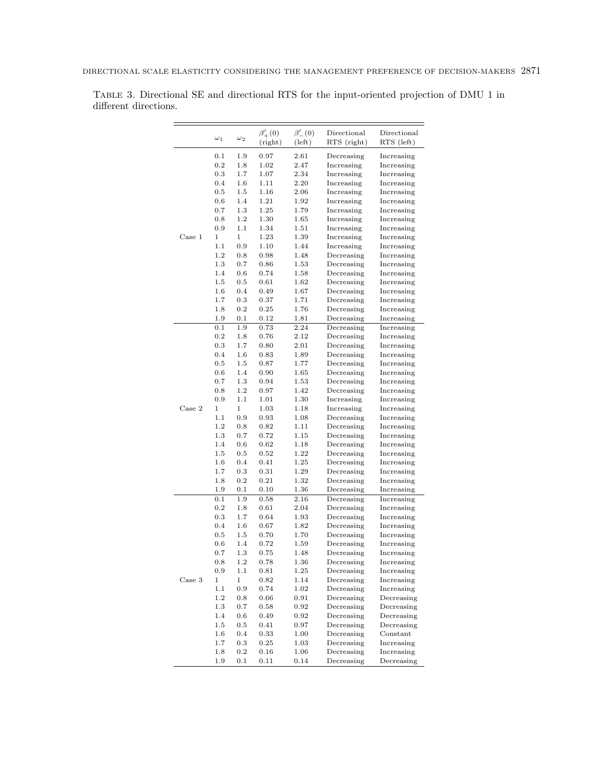Table 3. Directional SE and directional RTS for the input-oriented projection of DMU 1 in different directions.

| | $\omega_1$ | $\omega_2$ | $\beta'_+(0)$ (right) | $\beta'_-(0)$ (left) | Directional RTS (right) | Directional RTS (left) |
|---|---|---|---|---|---|---|
| Case 1 | 0.1 | 1.9 | 0.97 | 2.61 | Decreasing | Increasing |
| | 0.2 | 1.8 | 1.02 | 2.47 | Increasing | Increasing |
| | 0.3 | 1.7 | 1.07 | 2.34 | Increasing | Increasing |
| | 0.4 | 1.6 | 1.11 | 2.20 | Increasing | Increasing |
| | 0.5 | 1.5 | 1.16 | 2.06 | Increasing | Increasing |
| | 0.6 | 1.4 | 1.21 | 1.92 | Increasing | Increasing |
| | 0.7 | 1.3 | 1.25 | 1.79 | Increasing | Increasing |
| | 0.8 | 1.2 | 1.30 | 1.65 | Increasing | Increasing |
| | 0.9 | 1.1 | 1.34 | 1.51 | Increasing | Increasing |
| | 1 | 1 | 1.23 | 1.39 | Increasing | Increasing |
| | 1.1 | 0.9 | 1.10 | 1.44 | Increasing | Increasing |
| | 1.2 | 0.8 | 0.98 | 1.48 | Decreasing | Increasing |
| | 1.3 | 0.7 | 0.86 | 1.53 | Decreasing | Increasing |
| | 1.4 | 0.6 | 0.74 | 1.58 | Decreasing | Increasing |
| | 1.5 | 0.5 | 0.61 | 1.62 | Decreasing | Increasing |
| | 1.6 | 0.4 | 0.49 | 1.67 | Decreasing | Increasing |
| | 1.7 | 0.3 | 0.37 | 1.71 | Decreasing | Increasing |
| | 1.8 | 0.2 | 0.25 | 1.76 | Decreasing | Increasing |
| | 1.9 | 0.1 | 0.12 | 1.81 | Decreasing | Increasing |
| Case 2 | 0.1 | 1.9 | 0.73 | 2.24 | Decreasing | Increasing |
| | 0.2 | 1.8 | 0.76 | 2.12 | Decreasing | Increasing |
| | 0.3 | 1.7 | 0.80 | 2.01 | Decreasing | Increasing |
| | 0.4 | 1.6 | 0.83 | 1.89 | Decreasing | Increasing |
| | 0.5 | 1.5 | 0.87 | 1.77 | Decreasing | Increasing |
| | 0.6 | 1.4 | 0.90 | 1.65 | Decreasing | Increasing |
| | 0.7 | 1.3 | 0.94 | 1.53 | Decreasing | Increasing |
| | 0.8 | 1.2 | 0.97 | 1.42 | Decreasing | Increasing |
| | 0.9 | 1.1 | 1.01 | 1.30 | Increasing | Increasing |
| | 1 | 1 | 1.03 | 1.18 | Increasing | Increasing |
| | 1.1 | 0.9 | 0.93 | 1.08 | Decreasing | Increasing |
| | 1.2 | 0.8 | 0.82 | 1.11 | Decreasing | Increasing |
| | 1.3 | 0.7 | 0.72 | 1.15 | Decreasing | Increasing |
| | 1.4 | 0.6 | 0.62 | 1.18 | Decreasing | Increasing |
| | 1.5 | 0.5 | 0.52 | 1.22 | Decreasing | Increasing |
| | 1.6 | 0.4 | 0.41 | 1.25 | Decreasing | Increasing |
| | 1.7 | 0.3 | 0.31 | 1.29 | Decreasing | Increasing |
| | 1.8 | 0.2 | 0.21 | 1.32 | Decreasing | Increasing |
| | 1.9 | 0.1 | 0.10 | 1.36 | Decreasing | Increasing |
| Case 3 | 0.1 | 1.9 | 0.58 | 2.16 | Decreasing | Increasing |
| | 0.2 | 1.8 | 0.61 | 2.04 | Decreasing | Increasing |
| | 0.3 | 1.7 | 0.64 | 1.93 | Decreasing | Increasing |
| | 0.4 | 1.6 | 0.67 | 1.82 | Decreasing | Increasing |
| | 0.5 | 1.5 | 0.70 | 1.70 | Decreasing | Increasing |
| | 0.6 | 1.4 | 0.72 | 1.59 | Decreasing | Increasing |
| | 0.7 | 1.3 | 0.75 | 1.48 | Decreasing | Increasing |
| | 0.8 | 1.2 | 0.78 | 1.36 | Decreasing | Increasing |
| | 0.9 | 1.1 | 0.81 | 1.25 | Decreasing | Increasing |
| | 1 | 1 | 0.82 | 1.14 | Decreasing | Increasing |
| | 1.1 | 0.9 | 0.74 | 1.02 | Decreasing | Increasing |
| | 1.2 | 0.8 | 0.66 | 0.91 | Decreasing | Decreasing |
| | 1.3 | 0.7 | 0.58 | 0.92 | Decreasing | Decreasing |
| | 1.4 | 0.6 | 0.49 | 0.92 | Decreasing | Decreasing |
| | 1.5 | 0.5 | 0.41 | 0.97 | Decreasing | Decreasing |
| | 1.6 | 0.4 | 0.33 | 1.00 | Decreasing | Constant |
| | 1.7 | 0.3 | 0.25 | 1.03 | Decreasing | Increasing |
| | 1.8 | 0.2 | 0.16 | 1.06 | Decreasing | Increasing |
| | 1.9 | 0.1 | 0.11 | 0.14 | Decreasing | Decreasing |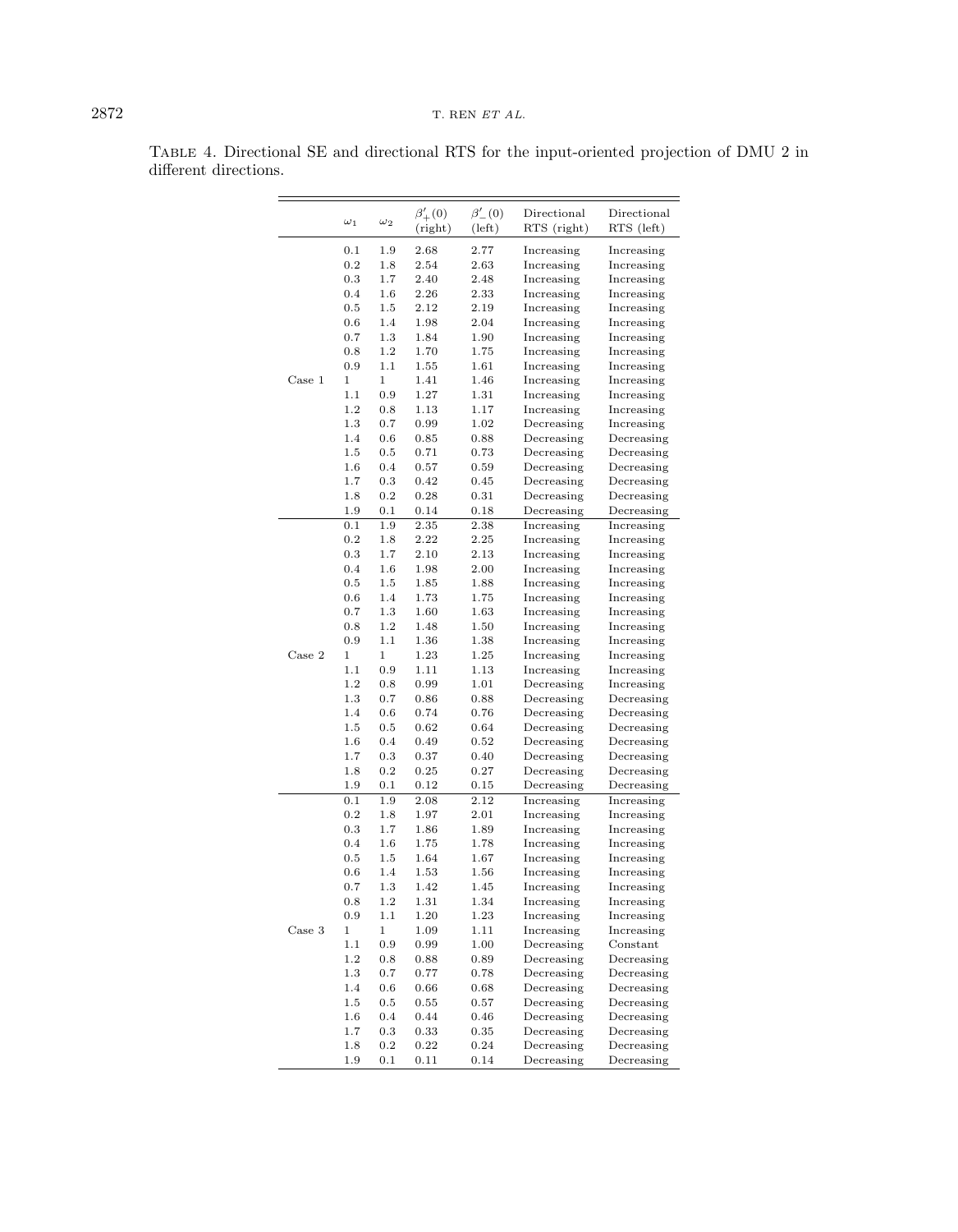TABLE 4. Directional SE and directional RTS for the input-oriented projection of DMU 2 in different directions.

| | $\omega_1$ | $\omega_2$ | $\beta'_+(0)$ (right) | $\beta'_-(0)$ (left) | Directional RTS (right) | Directional RTS (left) |
|---|---|---|---|---|---|---|
| Case 1 | 0.1 | 1.9 | 2.68 | 2.77 | Increasing | Increasing |
| | 0.2 | 1.8 | 2.54 | 2.63 | Increasing | Increasing |
| | 0.3 | 1.7 | 2.40 | 2.48 | Increasing | Increasing |
| | 0.4 | 1.6 | 2.26 | 2.33 | Increasing | Increasing |
| | 0.5 | 1.5 | 2.12 | 2.19 | Increasing | Increasing |
| | 0.6 | 1.4 | 1.98 | 2.04 | Increasing | Increasing |
| | 0.7 | 1.3 | 1.84 | 1.90 | Increasing | Increasing |
| | 0.8 | 1.2 | 1.70 | 1.75 | Increasing | Increasing |
| | 0.9 | 1.1 | 1.55 | 1.61 | Increasing | Increasing |
| | 1 | 1 | 1.41 | 1.46 | Increasing | Increasing |
| | 1.1 | 0.9 | 1.27 | 1.31 | Increasing | Increasing |
| | 1.2 | 0.8 | 1.13 | 1.17 | Increasing | Increasing |
| | 1.3 | 0.7 | 0.99 | 1.02 | Decreasing | Increasing |
| | 1.4 | 0.6 | 0.85 | 0.88 | Decreasing | Decreasing |
| | 1.5 | 0.5 | 0.71 | 0.73 | Decreasing | Decreasing |
| | 1.6 | 0.4 | 0.57 | 0.59 | Decreasing | Decreasing |
| | 1.7 | 0.3 | 0.42 | 0.45 | Decreasing | Decreasing |
| | 1.8 | 0.2 | 0.28 | 0.31 | Decreasing | Decreasing |
| | 1.9 | 0.1 | 0.14 | 0.18 | Decreasing | Decreasing |
| Case 2 | 0.1 | 1.9 | 2.35 | 2.38 | Increasing | Increasing |
| | 0.2 | 1.8 | 2.22 | 2.25 | Increasing | Increasing |
| | 0.3 | 1.7 | 2.10 | 2.13 | Increasing | Increasing |
| | 0.4 | 1.6 | 1.98 | 2.00 | Increasing | Increasing |
| | 0.5 | 1.5 | 1.85 | 1.88 | Increasing | Increasing |
| | 0.6 | 1.4 | 1.73 | 1.75 | Increasing | Increasing |
| | 0.7 | 1.3 | 1.60 | 1.63 | Increasing | Increasing |
| | 0.8 | 1.2 | 1.48 | 1.50 | Increasing | Increasing |
| | 0.9 | 1.1 | 1.36 | 1.38 | Increasing | Increasing |
| | 1 | 1 | 1.23 | 1.25 | Increasing | Increasing |
| | 1.1 | 0.9 | 1.11 | 1.13 | Increasing | Increasing |
| | 1.2 | 0.8 | 0.99 | 1.01 | Decreasing | Increasing |
| | 1.3 | 0.7 | 0.86 | 0.88 | Decreasing | Decreasing |
| | 1.4 | 0.6 | 0.74 | 0.76 | Decreasing | Decreasing |
| | 1.5 | 0.5 | 0.62 | 0.64 | Decreasing | Decreasing |
| | 1.6 | 0.4 | 0.49 | 0.52 | Decreasing | Decreasing |
| | 1.7 | 0.3 | 0.37 | 0.40 | Decreasing | Decreasing |
| | 1.8 | 0.2 | 0.25 | 0.27 | Decreasing | Decreasing |
| | 1.9 | 0.1 | 0.12 | 0.15 | Decreasing | Decreasing |
| Case 3 | 0.1 | 1.9 | 2.08 | 2.12 | Increasing | Increasing |
| | 0.2 | 1.8 | 1.97 | 2.01 | Increasing | Increasing |
| | 0.3 | 1.7 | 1.86 | 1.89 | Increasing | Increasing |
| | 0.4 | 1.6 | 1.75 | 1.78 | Increasing | Increasing |
| | 0.5 | 1.5 | 1.64 | 1.67 | Increasing | Increasing |
| | 0.6 | 1.4 | 1.53 | 1.56 | Increasing | Increasing |
| | 0.7 | 1.3 | 1.42 | 1.45 | Increasing | Increasing |
| | 0.8 | 1.2 | 1.31 | 1.34 | Increasing | Increasing |
| | 0.9 | 1.1 | 1.20 | 1.23 | Increasing | Increasing |
| | 1 | 1 | 1.09 | 1.11 | Increasing | Increasing |
| | 1.1 | 0.9 | 0.99 | 1.00 | Decreasing | Constant |
| | 1.2 | 0.8 | 0.88 | 0.89 | Decreasing | Decreasing |
| | 1.3 | 0.7 | 0.77 | 0.78 | Decreasing | Decreasing |
| | 1.4 | 0.6 | 0.66 | 0.68 | Decreasing | Decreasing |
| | 1.5 | 0.5 | 0.55 | 0.57 | Decreasing | Decreasing |
| | 1.6 | 0.4 | 0.44 | 0.46 | Decreasing | Decreasing |
| | 1.7 | 0.3 | 0.33 | 0.35 | Decreasing | Decreasing |
| | 1.8 | 0.2 | 0.22 | 0.24 | Decreasing | Decreasing |
| | 1.9 | 0.1 | 0.11 | 0.14 | Decreasing | Decreasing |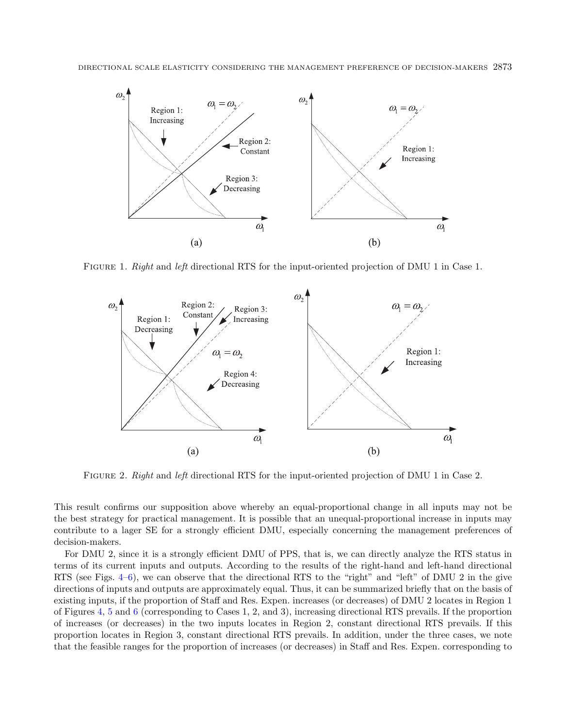FIGURE 1. *Right* and *left* directional RTS for the input-oriented projection of DMU 1 in Case 1.

FIGURE 2. *Right* and *left* directional RTS for the input-oriented projection of DMU 1 in Case 2.

This result confirms our supposition above whereby an equal-proportional change in all inputs may not be the best strategy for practical management. It is possible that an unequal-proportional increase in inputs may contribute to a lager SE for a strongly efficient DMU, especially concerning the management preferences of decision-makers.

For DMU 2, since it is a strongly efficient DMU of PPS, that is, we can directly analyze the RTS status in terms of its current inputs and outputs. According to the results of the right-hand and left-hand directional RTS (see Figs. 4–6), we can observe that the directional RTS to the "right" and "left" of DMU 2 in the give directions of inputs and outputs are approximately equal. Thus, it can be summarized briefly that on the basis of existing inputs, if the proportion of Staff and Res. Expen. increases (or decreases) of DMU 2 locates in Region 1 of Figures 4, 5 and 6 (corresponding to Cases 1, 2, and 3), increasing directional RTS prevails. If the proportion of increases (or decreases) in the two inputs locates in Region 2, constant directional RTS prevails. If this proportion locates in Region 3, constant directional RTS prevails. In addition, under the three cases, we note that the feasible ranges for the proportion of increases (or decreases) in Staff and Res. Expen. corresponding to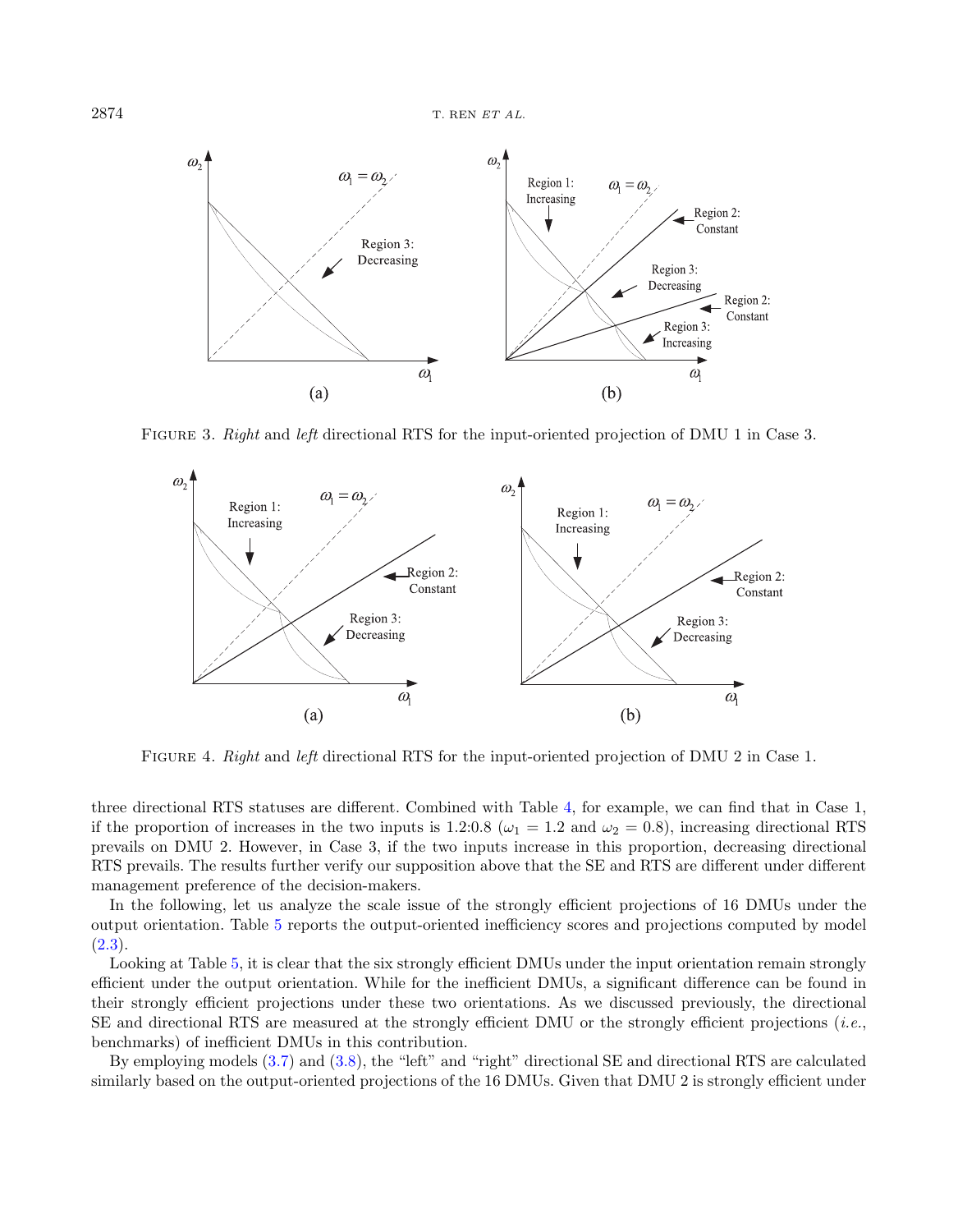FIGURE 3. *Right* and *left* directional RTS for the input-oriented projection of DMU 1 in Case 3.

FIGURE 4. *Right* and *left* directional RTS for the input-oriented projection of DMU 2 in Case 1.

three directional RTS statuses are different. Combined with Table 4, for example, we can find that in Case 1, if the proportion of increases in the two inputs is 1.2:0.8 ($\omega_1 = 1.2$ and $\omega_2 = 0.8$), increasing directional RTS prevails on DMU 2. However, in Case 3, if the two inputs increase in this proportion, decreasing directional RTS prevails. The results further verify our supposition above that the SE and RTS are different under different management preference of the decision-makers.

In the following, let us analyze the scale issue of the strongly efficient projections of 16 DMUs under the output orientation. Table 5 reports the output-oriented inefficiency scores and projections computed by model (2.3).

Looking at Table 5, it is clear that the six strongly efficient DMUs under the input orientation remain strongly efficient under the output orientation. While for the inefficient DMUs, a significant difference can be found in their strongly efficient projections under these two orientations. As we discussed previously, the directional SE and directional RTS are measured at the strongly efficient DMU or the strongly efficient projections (*i.e.*, benchmarks) of inefficient DMUs in this contribution.

By employing models (3.7) and (3.8), the "left" and "right" directional SE and directional RTS are calculated similarly based on the output-oriented projections of the 16 DMUs. Given that DMU 2 is strongly efficient under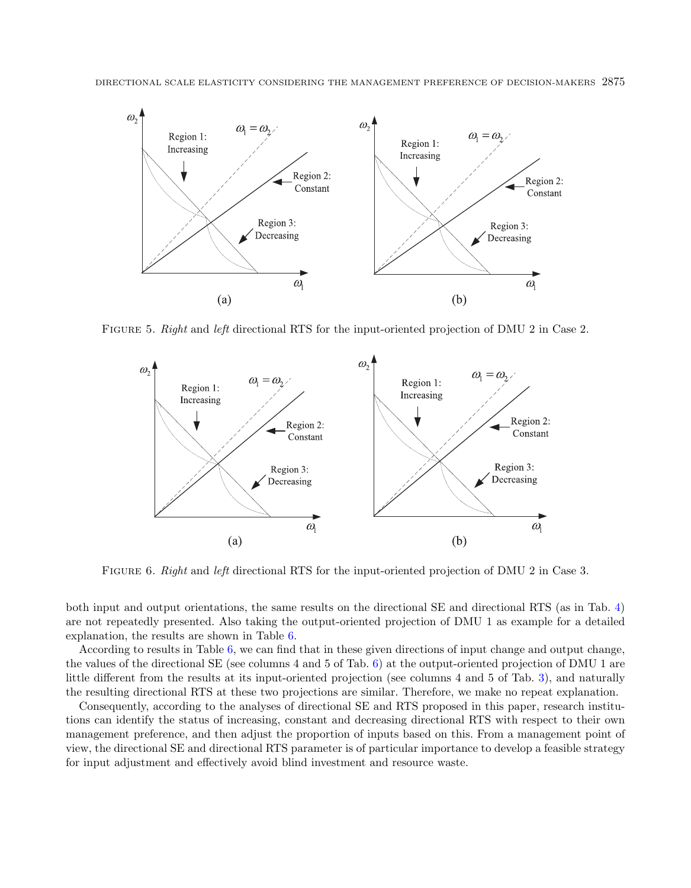FIGURE 5. *Right* and *left* directional RTS for the input-oriented projection of DMU 2 in Case 2.

FIGURE 6. *Right* and *left* directional RTS for the input-oriented projection of DMU 2 in Case 3.

both input and output orientations, the same results on the directional SE and directional RTS (as in Tab. 4) are not repeatedly presented. Also taking the output-oriented projection of DMU 1 as example for a detailed explanation, the results are shown in Table 6.

According to results in Table 6, we can find that in these given directions of input change and output change, the values of the directional SE (see columns 4 and 5 of Tab. 6) at the output-oriented projection of DMU 1 are little different from the results at its input-oriented projection (see columns 4 and 5 of Tab. 3), and naturally the resulting directional RTS at these two projections are similar. Therefore, we make no repeat explanation.

Consequently, according to the analyses of directional SE and RTS proposed in this paper, research institutions can identify the status of increasing, constant and decreasing directional RTS with respect to their own management preference, and then adjust the proportion of inputs based on this. From a management point of view, the directional SE and directional RTS parameter is of particular importance to develop a feasible strategy for input adjustment and effectively avoid blind investment and resource waste.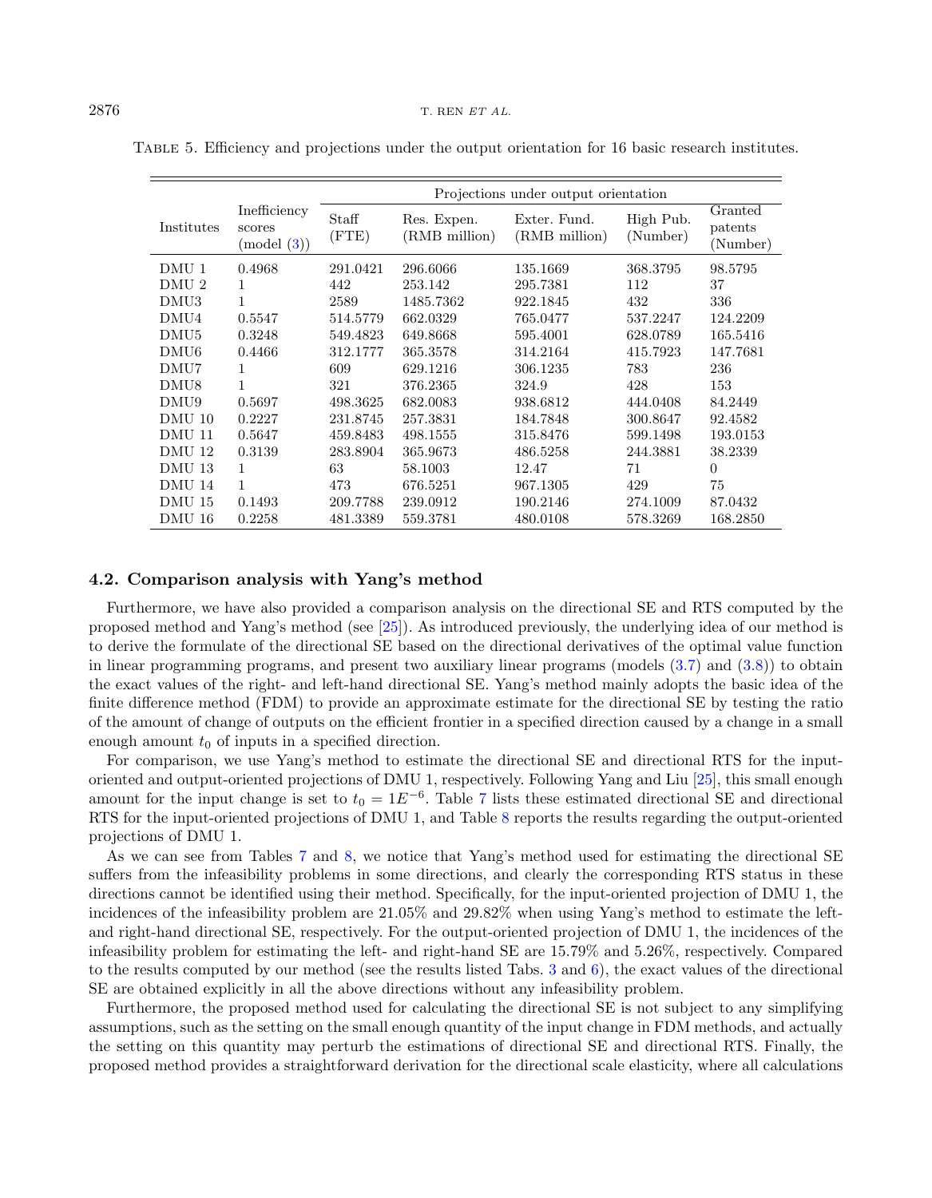Table 5. Efficiency and projections under the output orientation for 16 basic research institutes.

| Institutes | Inefficiency scores (model (3)) | Projections under output orientation | | | | |
|---|---|---|---|---|---|---|
| | | Staff (FTE) | Res. Expen. (RMB million) | Exter. Fund. (RMB million) | High Pub. (Number) | Granted patents (Number) |
| DMU 1 | 0.4968 | 291.0421 | 296.6066 | 135.1669 | 368.3795 | 98.5795 |
| DMU 2 | 1 | 442 | 253.142 | 295.7381 | 112 | 37 |
| DMU3 | 1 | 2589 | 1485.7362 | 922.1845 | 432 | 336 |
| DMU4 | 0.5547 | 514.5779 | 662.0329 | 765.0477 | 537.2247 | 124.2209 |
| DMU5 | 0.3248 | 549.4823 | 649.8668 | 595.4001 | 628.0789 | 165.5416 |
| DMU6 | 0.4466 | 312.1777 | 365.3578 | 314.2164 | 415.7923 | 147.7681 |
| DMU7 | 1 | 609 | 629.1216 | 306.1235 | 783 | 236 |
| DMU8 | 1 | 321 | 376.2365 | 324.9 | 428 | 153 |
| DMU9 | 0.5697 | 498.3625 | 682.0083 | 938.6812 | 444.0408 | 84.2449 |
| DMU 10 | 0.2227 | 231.8745 | 257.3831 | 184.7848 | 300.8647 | 92.4582 |
| DMU 11 | 0.5647 | 459.8483 | 498.1555 | 315.8476 | 599.1498 | 193.0153 |
| DMU 12 | 0.3139 | 283.8904 | 365.9673 | 486.5258 | 244.3881 | 38.2339 |
| DMU 13 | 1 | 63 | 58.1003 | 12.47 | 71 | 0 |
| DMU 14 | 1 | 473 | 676.5251 | 967.1305 | 429 | 75 |
| DMU 15 | 0.1493 | 209.7788 | 239.0912 | 190.2146 | 274.1009 | 87.0432 |
| DMU 16 | 0.2258 | 481.3389 | 559.3781 | 480.0108 | 578.3269 | 168.2850 |

### 4.2. Comparison analysis with Yang's method

Furthermore, we have also provided a comparison analysis on the directional SE and RTS computed by the proposed method and Yang's method (see [25]). As introduced previously, the underlying idea of our method is to derive the formulate of the directional SE based on the directional derivatives of the optimal value function in linear programming programs, and present two auxiliary linear programs (models (3.7) and (3.8)) to obtain the exact values of the right- and left-hand directional SE. Yang's method mainly adopts the basic idea of the finite difference method (FDM) to provide an approximate estimate for the directional SE by testing the ratio of the amount of change of outputs on the efficient frontier in a specified direction caused by a change in a small enough amount $t_0$ of inputs in a specified direction.

For comparison, we use Yang's method to estimate the directional SE and directional RTS for the input-oriented and output-oriented projections of DMU 1, respectively. Following Yang and Liu [25], this small enough amount for the input change is set to $t_0 = 1E^{-6}$. Table 7 lists these estimated directional SE and directional RTS for the input-oriented projections of DMU 1, and Table 8 reports the results regarding the output-oriented projections of DMU 1.

As we can see from Tables 7 and 8, we notice that Yang's method used for estimating the directional SE suffers from the infeasibility problems in some directions, and clearly the corresponding RTS status in these directions cannot be identified using their method. Specifically, for the input-oriented projection of DMU 1, the incidences of the infeasibility problem are 21.05% and 29.82% when using Yang's method to estimate the left- and right-hand directional SE, respectively. For the output-oriented projection of DMU 1, the incidences of the infeasibility problem for estimating the left- and right-hand SE are 15.79% and 5.26%, respectively. Compared to the results computed by our method (see the results listed Tabs. 3 and 6), the exact values of the directional SE are obtained explicitly in all the above directions without any infeasibility problem.

Furthermore, the proposed method used for calculating the directional SE is not subject to any simplifying assumptions, such as the setting on the small enough quantity of the input change in FDM methods, and actually the setting on this quantity may perturb the estimations of directional SE and directional RTS. Finally, the proposed method provides a straightforward derivation for the directional scale elasticity, where all calculations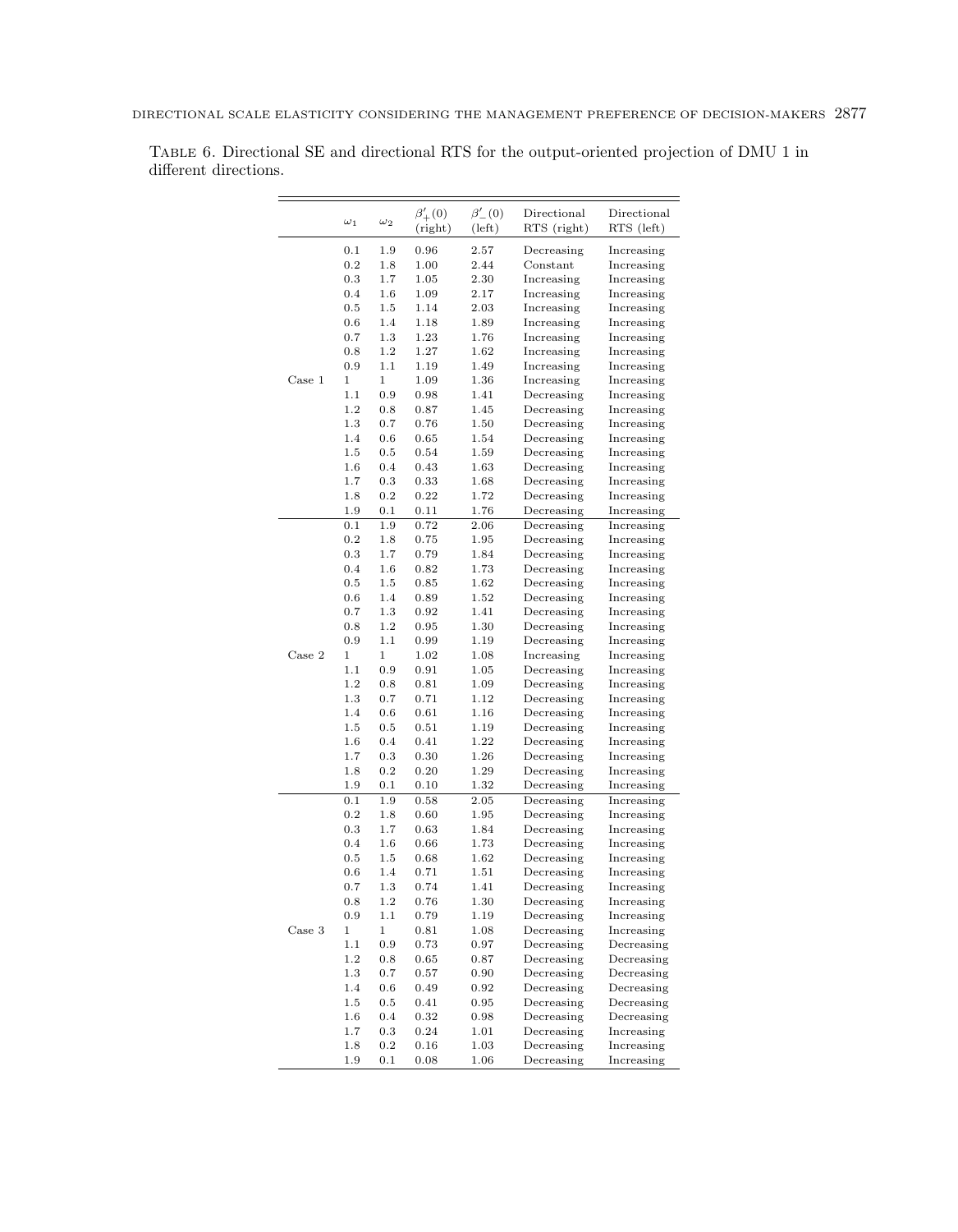Table 6. Directional SE and directional RTS for the output-oriented projection of DMU 1 in different directions.

| | $\omega_1$ | $\omega_2$ | $\beta'_+(0)$ (right) | $\beta'_-(0)$ (left) | Directional RTS (right) | Directional RTS (left) |
|---|---|---|---|---|---|---|
| Case 1 | 0.1 | 1.9 | 0.96 | 2.57 | Decreasing | Increasing |
| | 0.2 | 1.8 | 1.00 | 2.44 | Constant | Increasing |
| | 0.3 | 1.7 | 1.05 | 2.30 | Increasing | Increasing |
| | 0.4 | 1.6 | 1.09 | 2.17 | Increasing | Increasing |
| | 0.5 | 1.5 | 1.14 | 2.03 | Increasing | Increasing |
| | 0.6 | 1.4 | 1.18 | 1.89 | Increasing | Increasing |
| | 0.7 | 1.3 | 1.23 | 1.76 | Increasing | Increasing |
| | 0.8 | 1.2 | 1.27 | 1.62 | Increasing | Increasing |
| | 0.9 | 1.1 | 1.19 | 1.49 | Increasing | Increasing |
| | 1 | 1 | 1.09 | 1.36 | Increasing | Increasing |
| | 1.1 | 0.9 | 0.98 | 1.41 | Decreasing | Increasing |
| | 1.2 | 0.8 | 0.87 | 1.45 | Decreasing | Increasing |
| | 1.3 | 0.7 | 0.76 | 1.50 | Decreasing | Increasing |
| | 1.4 | 0.6 | 0.65 | 1.54 | Decreasing | Increasing |
| | 1.5 | 0.5 | 0.54 | 1.59 | Decreasing | Increasing |
| | 1.6 | 0.4 | 0.43 | 1.63 | Decreasing | Increasing |
| | 1.7 | 0.3 | 0.33 | 1.68 | Decreasing | Increasing |
| | 1.8 | 0.2 | 0.22 | 1.72 | Decreasing | Increasing |
| | 1.9 | 0.1 | 0.11 | 1.76 | Decreasing | Increasing |
| Case 2 | 0.1 | 1.9 | 0.72 | 2.06 | Decreasing | Increasing |
| | 0.2 | 1.8 | 0.75 | 1.95 | Decreasing | Increasing |
| | 0.3 | 1.7 | 0.79 | 1.84 | Decreasing | Increasing |
| | 0.4 | 1.6 | 0.82 | 1.73 | Decreasing | Increasing |
| | 0.5 | 1.5 | 0.85 | 1.62 | Decreasing | Increasing |
| | 0.6 | 1.4 | 0.89 | 1.52 | Decreasing | Increasing |
| | 0.7 | 1.3 | 0.92 | 1.41 | Decreasing | Increasing |
| | 0.8 | 1.2 | 0.95 | 1.30 | Decreasing | Increasing |
| | 0.9 | 1.1 | 0.99 | 1.19 | Decreasing | Increasing |
| | 1 | 1 | 1.02 | 1.08 | Increasing | Increasing |
| | 1.1 | 0.9 | 0.91 | 1.05 | Decreasing | Increasing |
| | 1.2 | 0.8 | 0.81 | 1.09 | Decreasing | Increasing |
| | 1.3 | 0.7 | 0.71 | 1.12 | Decreasing | Increasing |
| | 1.4 | 0.6 | 0.61 | 1.16 | Decreasing | Increasing |
| | 1.5 | 0.5 | 0.51 | 1.19 | Decreasing | Increasing |
| | 1.6 | 0.4 | 0.41 | 1.22 | Decreasing | Increasing |
| | 1.7 | 0.3 | 0.30 | 1.26 | Decreasing | Increasing |
| | 1.8 | 0.2 | 0.20 | 1.29 | Decreasing | Increasing |
| | 1.9 | 0.1 | 0.10 | 1.32 | Decreasing | Increasing |
| Case 3 | 0.1 | 1.9 | 0.58 | 2.05 | Decreasing | Increasing |
| | 0.2 | 1.8 | 0.60 | 1.95 | Decreasing | Increasing |
| | 0.3 | 1.7 | 0.63 | 1.84 | Decreasing | Increasing |
| | 0.4 | 1.6 | 0.66 | 1.73 | Decreasing | Increasing |
| | 0.5 | 1.5 | 0.68 | 1.62 | Decreasing | Increasing |
| | 0.6 | 1.4 | 0.71 | 1.51 | Decreasing | Increasing |
| | 0.7 | 1.3 | 0.74 | 1.41 | Decreasing | Increasing |
| | 0.8 | 1.2 | 0.76 | 1.30 | Decreasing | Increasing |
| | 0.9 | 1.1 | 0.79 | 1.19 | Decreasing | Increasing |
| | 1 | 1 | 0.81 | 1.08 | Decreasing | Increasing |
| | 1.1 | 0.9 | 0.73 | 0.97 | Decreasing | Decreasing |
| | 1.2 | 0.8 | 0.65 | 0.87 | Decreasing | Decreasing |
| | 1.3 | 0.7 | 0.57 | 0.90 | Decreasing | Decreasing |
| | 1.4 | 0.6 | 0.49 | 0.92 | Decreasing | Decreasing |
| | 1.5 | 0.5 | 0.41 | 0.95 | Decreasing | Decreasing |
| | 1.6 | 0.4 | 0.32 | 0.98 | Decreasing | Decreasing |
| | 1.7 | 0.3 | 0.24 | 1.01 | Decreasing | Increasing |
| | 1.8 | 0.2 | 0.16 | 1.03 | Decreasing | Increasing |
| | 1.9 | 0.1 | 0.08 | 1.06 | Decreasing | Increasing |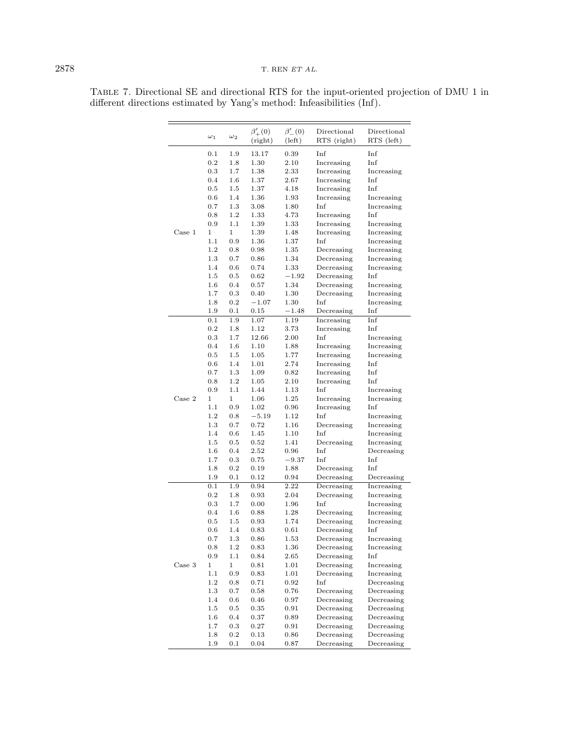Table 7. Directional SE and directional RTS for the input-oriented projection of DMU 1 in different directions estimated by Yang's method: Infeasibilities (Inf).

| | $\omega_1$ | $\omega_2$ | $\beta'_+(0)$ (right) | $\beta'_-(0)$ (left) | Directional RTS (right) | Directional RTS (left) |
|---|---|---|---|---|---|---|
| Case 1 | 0.1 | 1.9 | 13.17 | 0.39 | Inf | Inf |
| | 0.2 | 1.8 | 1.30 | 2.10 | Increasing | Inf |
| | 0.3 | 1.7 | 1.38 | 2.33 | Increasing | Increasing |
| | 0.4 | 1.6 | 1.37 | 2.67 | Increasing | Inf |
| | 0.5 | 1.5 | 1.37 | 4.18 | Increasing | Inf |
| | 0.6 | 1.4 | 1.36 | 1.93 | Increasing | Increasing |
| | 0.7 | 1.3 | 3.08 | 1.80 | Inf | Increasing |
| | 0.8 | 1.2 | 1.33 | 4.73 | Increasing | Inf |
| | 0.9 | 1.1 | 1.39 | 1.33 | Increasing | Increasing |
| | 1 | 1 | 1.39 | 1.48 | Increasing | Increasing |
| | 1.1 | 0.9 | 1.36 | 1.37 | Inf | Increasing |
| | 1.2 | 0.8 | 0.98 | 1.35 | Decreasing | Increasing |
| | 1.3 | 0.7 | 0.86 | 1.34 | Decreasing | Increasing |
| | 1.4 | 0.6 | 0.74 | 1.33 | Decreasing | Increasing |
| | 1.5 | 0.5 | 0.62 | −1.92 | Decreasing | Inf |
| | 1.6 | 0.4 | 0.57 | 1.34 | Decreasing | Increasing |
| | 1.7 | 0.3 | 0.40 | 1.30 | Decreasing | Increasing |
| | 1.8 | 0.2 | −1.07 | 1.30 | Inf | Increasing |
| | 1.9 | 0.1 | 0.15 | −1.48 | Decreasing | Inf |
| Case 2 | 0.1 | 1.9 | 1.07 | 1.19 | Increasing | Inf |
| | 0.2 | 1.8 | 1.12 | 3.73 | Increasing | Inf |
| | 0.3 | 1.7 | 12.66 | 2.00 | Inf | Increasing |
| | 0.4 | 1.6 | 1.10 | 1.88 | Increasing | Increasing |
| | 0.5 | 1.5 | 1.05 | 1.77 | Increasing | Increasing |
| | 0.6 | 1.4 | 1.01 | 2.74 | Increasing | Inf |
| | 0.7 | 1.3 | 1.09 | 0.82 | Increasing | Inf |
| | 0.8 | 1.2 | 1.05 | 2.10 | Increasing | Inf |
| | 0.9 | 1.1 | 1.44 | 1.13 | Inf | Increasing |
| | 1 | 1 | 1.06 | 1.25 | Increasing | Increasing |
| | 1.1 | 0.9 | 1.02 | 0.96 | Increasing | Inf |
| | 1.2 | 0.8 | −5.19 | 1.12 | Inf | Increasing |
| | 1.3 | 0.7 | 0.72 | 1.16 | Decreasing | Increasing |
| | 1.4 | 0.6 | 1.45 | 1.10 | Inf | Increasing |
| | 1.5 | 0.5 | 0.52 | 1.41 | Decreasing | Increasing |
| | 1.6 | 0.4 | 2.52 | 0.96 | Inf | Decreasing |
| | 1.7 | 0.3 | 0.75 | −9.37 | Inf | Inf |
| | 1.8 | 0.2 | 0.19 | 1.88 | Decreasing | Inf |
| | 1.9 | 0.1 | 0.12 | 0.94 | Decreasing | Decreasing |
| Case 3 | 0.1 | 1.9 | 0.94 | 2.22 | Decreasing | Increasing |
| | 0.2 | 1.8 | 0.93 | 2.04 | Decreasing | Increasing |
| | 0.3 | 1.7 | 0.00 | 1.96 | Inf | Increasing |
| | 0.4 | 1.6 | 0.88 | 1.28 | Decreasing | Increasing |
| | 0.5 | 1.5 | 0.93 | 1.74 | Decreasing | Increasing |
| | 0.6 | 1.4 | 0.83 | 0.61 | Decreasing | Inf |
| | 0.7 | 1.3 | 0.86 | 1.53 | Decreasing | Increasing |
| | 0.8 | 1.2 | 0.83 | 1.36 | Decreasing | Increasing |
| | 0.9 | 1.1 | 0.84 | 2.65 | Decreasing | Inf |
| | 1 | 1 | 0.81 | 1.01 | Decreasing | Increasing |
| | 1.1 | 0.9 | 0.83 | 1.01 | Decreasing | Increasing |
| | 1.2 | 0.8 | 0.71 | 0.92 | Inf | Decreasing |
| | 1.3 | 0.7 | 0.58 | 0.76 | Decreasing | Decreasing |
| | 1.4 | 0.6 | 0.46 | 0.97 | Decreasing | Decreasing |
| | 1.5 | 0.5 | 0.35 | 0.91 | Decreasing | Decreasing |
| | 1.6 | 0.4 | 0.37 | 0.89 | Decreasing | Decreasing |
| | 1.7 | 0.3 | 0.27 | 0.91 | Decreasing | Decreasing |
| | 1.8 | 0.2 | 0.13 | 0.86 | Decreasing | Decreasing |
| | 1.9 | 0.1 | 0.04 | 0.87 | Decreasing | Decreasing |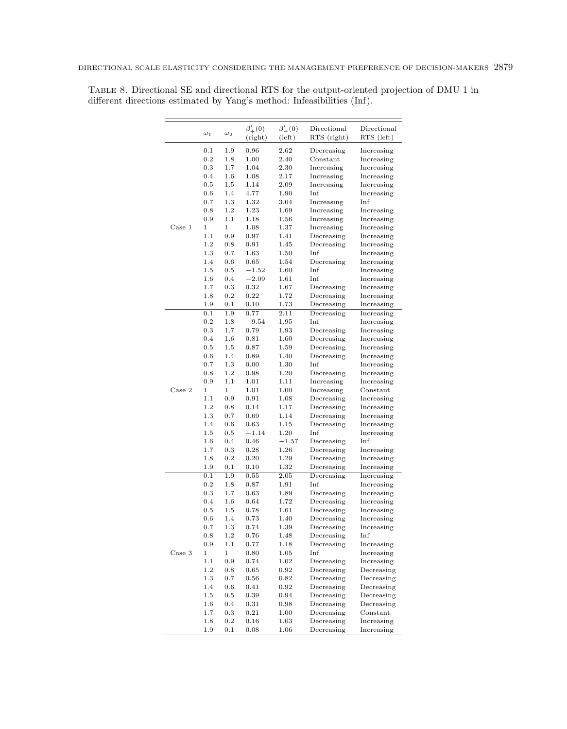Table 8. Directional SE and directional RTS for the output-oriented projection of DMU 1 in different directions estimated by Yang's method: Infeasibilities (Inf).

| | $\omega_1$ | $\omega_2$ | $\beta'_+(0)$ (right) | $\beta'_-(0)$ (left) | Directional RTS (right) | Directional RTS (left) |
|---|---|---|---|---|---|---|
| Case 1 | 0.1 | 1.9 | 0.96 | 2.62 | Decreasing | Increasing |
| | 0.2 | 1.8 | 1.00 | 2.40 | Constant | Increasing |
| | 0.3 | 1.7 | 1.04 | 2.30 | Increasing | Increasing |
| | 0.4 | 1.6 | 1.08 | 2.17 | Increasing | Increasing |
| | 0.5 | 1.5 | 1.14 | 2.09 | Increasing | Increasing |
| | 0.6 | 1.4 | 4.77 | 1.90 | Inf | Increasing |
| | 0.7 | 1.3 | 1.32 | 3.04 | Increasing | Inf |
| | 0.8 | 1.2 | 1.23 | 1.69 | Increasing | Increasing |
| | 0.9 | 1.1 | 1.18 | 1.56 | Increasing | Increasing |
| | 1 | 1 | 1.08 | 1.37 | Increasing | Increasing |
| | 1.1 | 0.9 | 0.97 | 1.41 | Decreasing | Increasing |
| | 1.2 | 0.8 | 0.91 | 1.45 | Decreasing | Increasing |
| | 1.3 | 0.7 | 1.63 | 1.50 | Inf | Increasing |
| | 1.4 | 0.6 | 0.65 | 1.54 | Decreasing | Increasing |
| | 1.5 | 0.5 | −1.52 | 1.60 | Inf | Increasing |
| | 1.6 | 0.4 | −2.09 | 1.61 | Inf | Increasing |
| | 1.7 | 0.3 | 0.32 | 1.67 | Decreasing | Increasing |
| | 1.8 | 0.2 | 0.22 | 1.72 | Decreasing | Increasing |
| | 1.9 | 0.1 | 0.10 | 1.73 | Decreasing | Increasing |
| Case 2 | 0.1 | 1.9 | 0.77 | 2.11 | Decreasing | Increasing |
| | 0.2 | 1.8 | −9.54 | 1.95 | Inf | Increasing |
| | 0.3 | 1.7 | 0.79 | 1.93 | Decreasing | Increasing |
| | 0.4 | 1.6 | 0.81 | 1.60 | Decreasing | Increasing |
| | 0.5 | 1.5 | 0.87 | 1.59 | Decreasing | Increasing |
| | 0.6 | 1.4 | 0.89 | 1.40 | Decreasing | Increasing |
| | 0.7 | 1.3 | 0.00 | 1.30 | Inf | Increasing |
| | 0.8 | 1.2 | 0.98 | 1.20 | Decreasing | Increasing |
| | 0.9 | 1.1 | 1.01 | 1.11 | Increasing | Increasing |
| | 1 | 1 | 1.01 | 1.00 | Increasing | Constant |
| | 1.1 | 0.9 | 0.91 | 1.08 | Decreasing | Increasing |
| | 1.2 | 0.8 | 0.14 | 1.17 | Decreasing | Increasing |
| | 1.3 | 0.7 | 0.69 | 1.14 | Decreasing | Increasing |
| | 1.4 | 0.6 | 0.63 | 1.15 | Decreasing | Increasing |
| | 1.5 | 0.5 | −1.14 | 1.20 | Inf | Increasing |
| | 1.6 | 0.4 | 0.46 | −1.57 | Decreasing | Inf |
| | 1.7 | 0.3 | 0.28 | 1.26 | Decreasing | Increasing |
| | 1.8 | 0.2 | 0.20 | 1.29 | Decreasing | Increasing |
| | 1.9 | 0.1 | 0.10 | 1.32 | Decreasing | Increasing |
| Case 3 | 0.1 | 1.9 | 0.55 | 2.05 | Decreasing | Increasing |
| | 0.2 | 1.8 | 0.87 | 1.91 | Inf | Increasing |
| | 0.3 | 1.7 | 0.63 | 1.89 | Decreasing | Increasing |
| | 0.4 | 1.6 | 0.64 | 1.72 | Decreasing | Increasing |
| | 0.5 | 1.5 | 0.78 | 1.61 | Decreasing | Increasing |
| | 0.6 | 1.4 | 0.73 | 1.40 | Decreasing | Increasing |
| | 0.7 | 1.3 | 0.74 | 1.39 | Decreasing | Increasing |
| | 0.8 | 1.2 | 0.76 | 1.48 | Decreasing | Inf |
| | 0.9 | 1.1 | 0.77 | 1.18 | Decreasing | Increasing |
| | 1 | 1 | 0.80 | 1.05 | Inf | Increasing |
| | 1.1 | 0.9 | 0.74 | 1.02 | Decreasing | Increasing |
| | 1.2 | 0.8 | 0.65 | 0.92 | Decreasing | Decreasing |
| | 1.3 | 0.7 | 0.56 | 0.82 | Decreasing | Decreasing |
| | 1.4 | 0.6 | 0.41 | 0.92 | Decreasing | Decreasing |
| | 1.5 | 0.5 | 0.39 | 0.94 | Decreasing | Decreasing |
| | 1.6 | 0.4 | 0.31 | 0.98 | Decreasing | Decreasing |
| | 1.7 | 0.3 | 0.21 | 1.00 | Decreasing | Constant |
| | 1.8 | 0.2 | 0.16 | 1.03 | Decreasing | Increasing |
| | 1.9 | 0.1 | 0.08 | 1.06 | Decreasing | Increasing |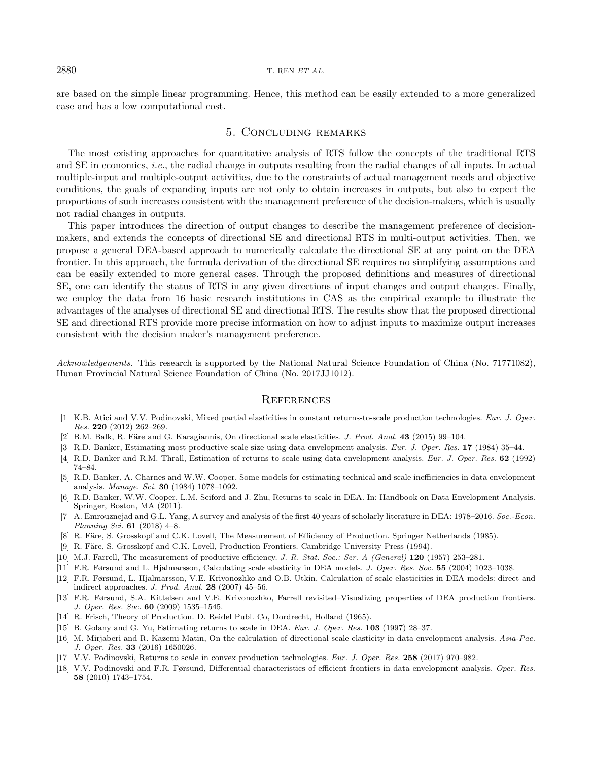are based on the simple linear programming. Hence, this method can be easily extended to a more generalized case and has a low computational cost.

## 5. Concluding remarks

The most existing approaches for quantitative analysis of RTS follow the concepts of the traditional RTS and SE in economics, *i.e.*, the radial change in outputs resulting from the radial changes of all inputs. In actual multiple-input and multiple-output activities, due to the constraints of actual management needs and objective conditions, the goals of expanding inputs are not only to obtain increases in outputs, but also to expect the proportions of such increases consistent with the management preference of the decision-makers, which is usually not radial changes in outputs.

This paper introduces the direction of output changes to describe the management preference of decision-makers, and extends the concepts of directional SE and directional RTS in multi-output activities. Then, we propose a general DEA-based approach to numerically calculate the directional SE at any point on the DEA frontier. In this approach, the formula derivation of the directional SE requires no simplifying assumptions and can be easily extended to more general cases. Through the proposed definitions and measures of directional SE, one can identify the status of RTS in any given directions of input changes and output changes. Finally, we employ the data from 16 basic research institutions in CAS as the empirical example to illustrate the advantages of the analyses of directional SE and directional RTS. The results show that the proposed directional SE and directional RTS provide more precise information on how to adjust inputs to maximize output increases consistent with the decision maker's management preference.

*Acknowledgements.* This research is supported by the National Natural Science Foundation of China (No. 71771082), Hunan Provincial Natural Science Foundation of China (No. 2017JJ1012).

## References

[1] K.B. Atici and V.V. Podinovski, Mixed partial elasticities in constant returns-to-scale production technologies. *Eur. J. Oper. Res.* **220** (2012) 262–269.

[2] B.M. Balk, R. Färe and G. Karagiannis, On directional scale elasticities. *J. Prod. Anal.* **43** (2015) 99–104.

[3] R.D. Banker, Estimating most productive scale size using data envelopment analysis. *Eur. J. Oper. Res.* **17** (1984) 35–44.

[4] R.D. Banker and R.M. Thrall, Estimation of returns to scale using data envelopment analysis. *Eur. J. Oper. Res.* **62** (1992) 74–84.

[5] R.D. Banker, A. Charnes and W.W. Cooper, Some models for estimating technical and scale inefficiencies in data envelopment analysis. *Manage. Sci.* **30** (1984) 1078–1092.

[6] R.D. Banker, W.W. Cooper, L.M. Seiford and J. Zhu, Returns to scale in DEA. In: Handbook on Data Envelopment Analysis. Springer, Boston, MA (2011).

[7] A. Emrouznejad and G.L. Yang, A survey and analysis of the first 40 years of scholarly literature in DEA: 1978–2016. *Soc.-Econ. Planning Sci.* **61** (2018) 4–8.

[8] R. Färe, S. Grosskopf and C.K. Lovell, The Measurement of Efficiency of Production. Springer Netherlands (1985).

[9] R. Färe, S. Grosskopf and C.K. Lovell, Production Frontiers. Cambridge University Press (1994).

[10] M.J. Farrell, The measurement of productive efficiency. *J. R. Stat. Soc.: Ser. A (General)* **120** (1957) 253–281.

[11] F.R. Førsund and L. Hjalmarsson, Calculating scale elasticity in DEA models. *J. Oper. Res. Soc.* **55** (2004) 1023–1038.

[12] F.R. Førsund, L. Hjalmarsson, V.E. Krivonozhko and O.B. Utkin, Calculation of scale elasticities in DEA models: direct and indirect approaches. *J. Prod. Anal.* **28** (2007) 45–56.

[13] F.R. Førsund, S.A. Kittelsen and V.E. Krivonozhko, Farrell revisited–Visualizing properties of DEA production frontiers. *J. Oper. Res. Soc.* **60** (2009) 1535–1545.

[14] R. Frisch, Theory of Production. D. Reidel Publ. Co, Dordrecht, Holland (1965).

[15] B. Golany and G. Yu, Estimating returns to scale in DEA. *Eur. J. Oper. Res.* **103** (1997) 28–37.

[16] M. Mirjaberi and R. Kazemi Matin, On the calculation of directional scale elasticity in data envelopment analysis. *Asia-Pac. J. Oper. Res.* **33** (2016) 1650026.

[17] V.V. Podinovski, Returns to scale in convex production technologies. *Eur. J. Oper. Res.* **258** (2017) 970–982.

[18] V.V. Podinovski and F.R. Førsund, Differential characteristics of efficient frontiers in data envelopment analysis. *Oper. Res.* **58** (2010) 1743–1754.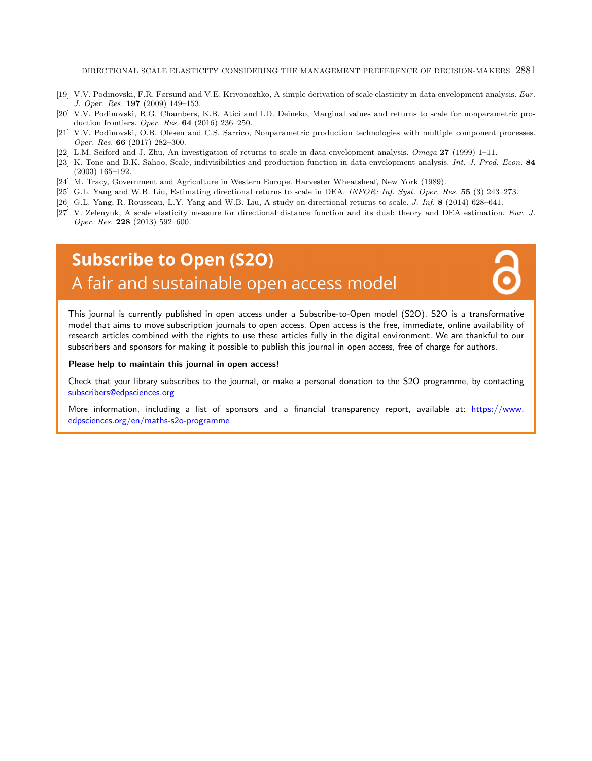[19] V.V. Podinovski, F.R. Førsund and V.E. Krivonozhko, A simple derivation of scale elasticity in data envelopment analysis. *Eur. J. Oper. Res.* **197** (2009) 149–153.

[20] V.V. Podinovski, R.G. Chambers, K.B. Atici and I.D. Deineko, Marginal values and returns to scale for nonparametric production frontiers. *Oper. Res.* **64** (2016) 236–250.

[21] V.V. Podinovski, O.B. Olesen and C.S. Sarrico, Nonparametric production technologies with multiple component processes. *Oper. Res.* **66** (2017) 282–300.

[22] L.M. Seiford and J. Zhu, An investigation of returns to scale in data envelopment analysis. *Omega* **27** (1999) 1–11.

[23] K. Tone and B.K. Sahoo, Scale, indivisibilities and production function in data envelopment analysis. *Int. J. Prod. Econ.* **84** (2003) 165–192.

[24] M. Tracy, Government and Agriculture in Western Europe. Harvester Wheatsheaf, New York (1989).

[25] G.L. Yang and W.B. Liu, Estimating directional returns to scale in DEA. *INFOR: Inf. Syst. Oper. Res.* **55** (3) 243–273.

[26] G.L. Yang, R. Rousseau, L.Y. Yang and W.B. Liu, A study on directional returns to scale. *J. Inf.* **8** (2014) 628–641.

[27] V. Zelenyuk, A scale elasticity measure for directional distance function and its dual: theory and DEA estimation. *Eur. J. Oper. Res.* **228** (2013) 592–600.

## Subscribe to Open (S2O)

### A fair and sustainable open access model

This journal is currently published in open access under a Subscribe-to-Open model (S2O). S2O is a transformative model that aims to move subscription journals to open access. Open access is the free, immediate, online availability of research articles combined with the rights to use these articles fully in the digital environment. We are thankful to our subscribers and sponsors for making it possible to publish this journal in open access, free of charge for authors.

**Please help to maintain this journal in open access!**

Check that your library subscribes to the journal, or make a personal donation to the S2O programme, by contacting subscribers@edpsciences.org

More information, including a list of sponsors and a financial transparency report, available at: https://www.edpsciences.org/en/maths-s2o-programme